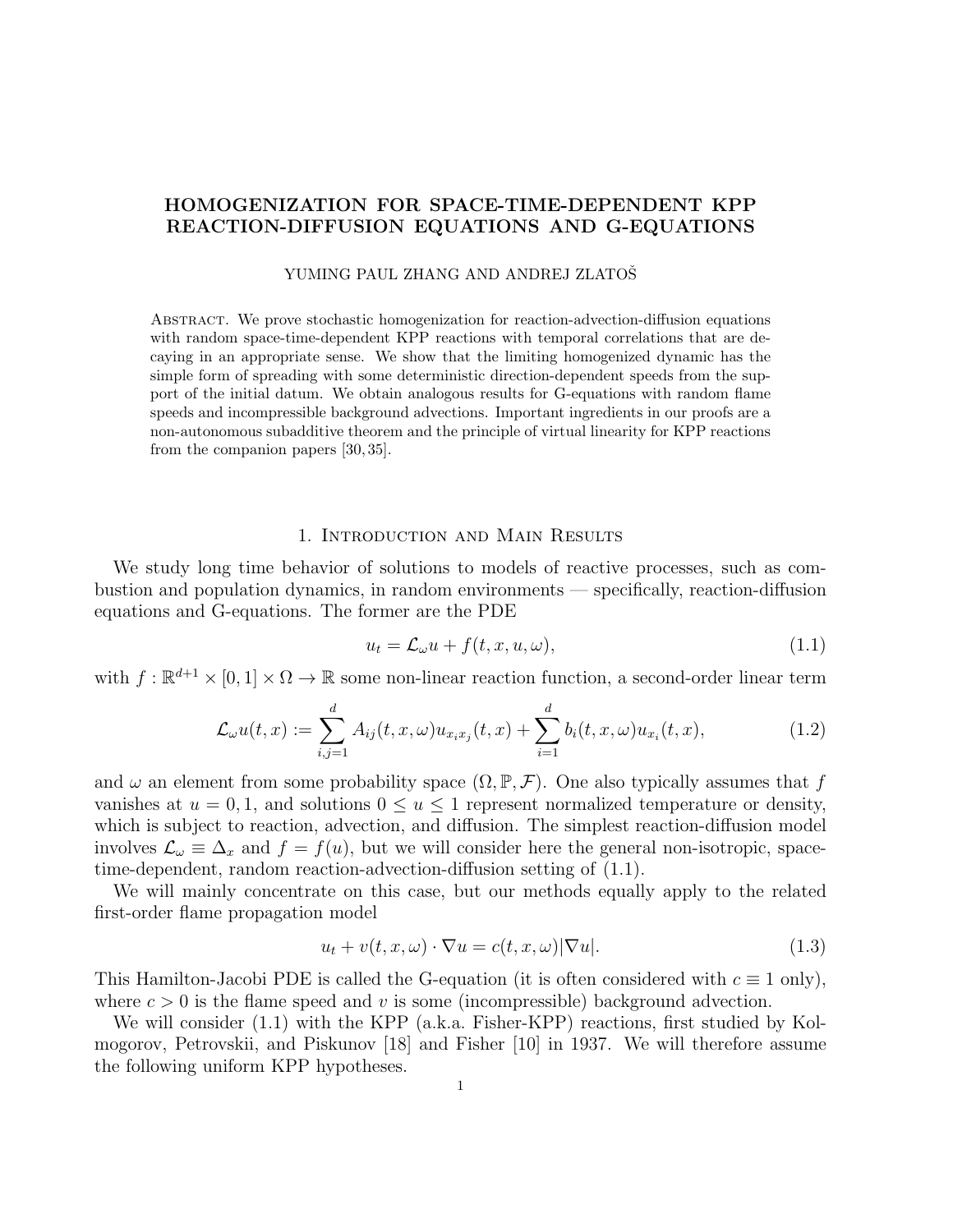# HOMOGENIZATION FOR SPACE-TIME-DEPENDENT KPP REACTION-DIFFUSION EQUATIONS AND G-EQUATIONS

YUMING PAUL ZHANG AND ANDREJ ZLATOŠ

Abstract. We prove stochastic homogenization for reaction-advection-diffusion equations with random space-time-dependent KPP reactions with temporal correlations that are decaying in an appropriate sense. We show that the limiting homogenized dynamic has the simple form of spreading with some deterministic direction-dependent speeds from the support of the initial datum. We obtain analogous results for G-equations with random flame speeds and incompressible background advections. Important ingredients in our proofs are a non-autonomous subadditive theorem and the principle of virtual linearity for KPP reactions from the companion papers [30, 35].

## 1. Introduction and Main Results

We study long time behavior of solutions to models of reactive processes, such as combustion and population dynamics, in random environments — specifically, reaction-diffusion equations and G-equations. The former are the PDE

$$u_t = \mathcal{L}_\omega u + f(t, x, u, \omega), \tag{1.1}$$

with $f : \mathbb{R}^{d+1} \times [0, 1] \times \Omega \to \mathbb{R}$ some non-linear reaction function, a second-order linear term

$$\mathcal{L}_\omega u(t, x) := \sum_{i,j=1}^{d} A_{ij}(t, x, \omega) u_{x_i x_j}(t, x) + \sum_{i=1}^{d} b_i(t, x, \omega) u_{x_i}(t, x), \tag{1.2}$$

and $\omega$ an element from some probability space $(\Omega, \mathbb{P}, \mathcal{F})$. One also typically assumes that $f$ vanishes at $u = 0, 1$, and solutions $0 \le u \le 1$ represent normalized temperature or density, which is subject to reaction, advection, and diffusion. The simplest reaction-diffusion model involves $\mathcal{L}_\omega \equiv \Delta_x$ and $f = f(u)$, but we will consider here the general non-isotropic, space-time-dependent, random reaction-advection-diffusion setting of (1.1).

We will mainly concentrate on this case, but our methods equally apply to the related first-order flame propagation model

$$u_t + v(t, x, \omega) \cdot \nabla u = c(t, x, \omega)|\nabla u|. \tag{1.3}$$

This Hamilton-Jacobi PDE is called the G-equation (it is often considered with $c \equiv 1$ only), where $c > 0$ is the flame speed and $v$ is some (incompressible) background advection.

We will consider (1.1) with the KPP (a.k.a. Fisher-KPP) reactions, first studied by Kolmogorov, Petrovskii, and Piskunov [18] and Fisher [10] in 1937. We will therefore assume the following uniform KPP hypotheses.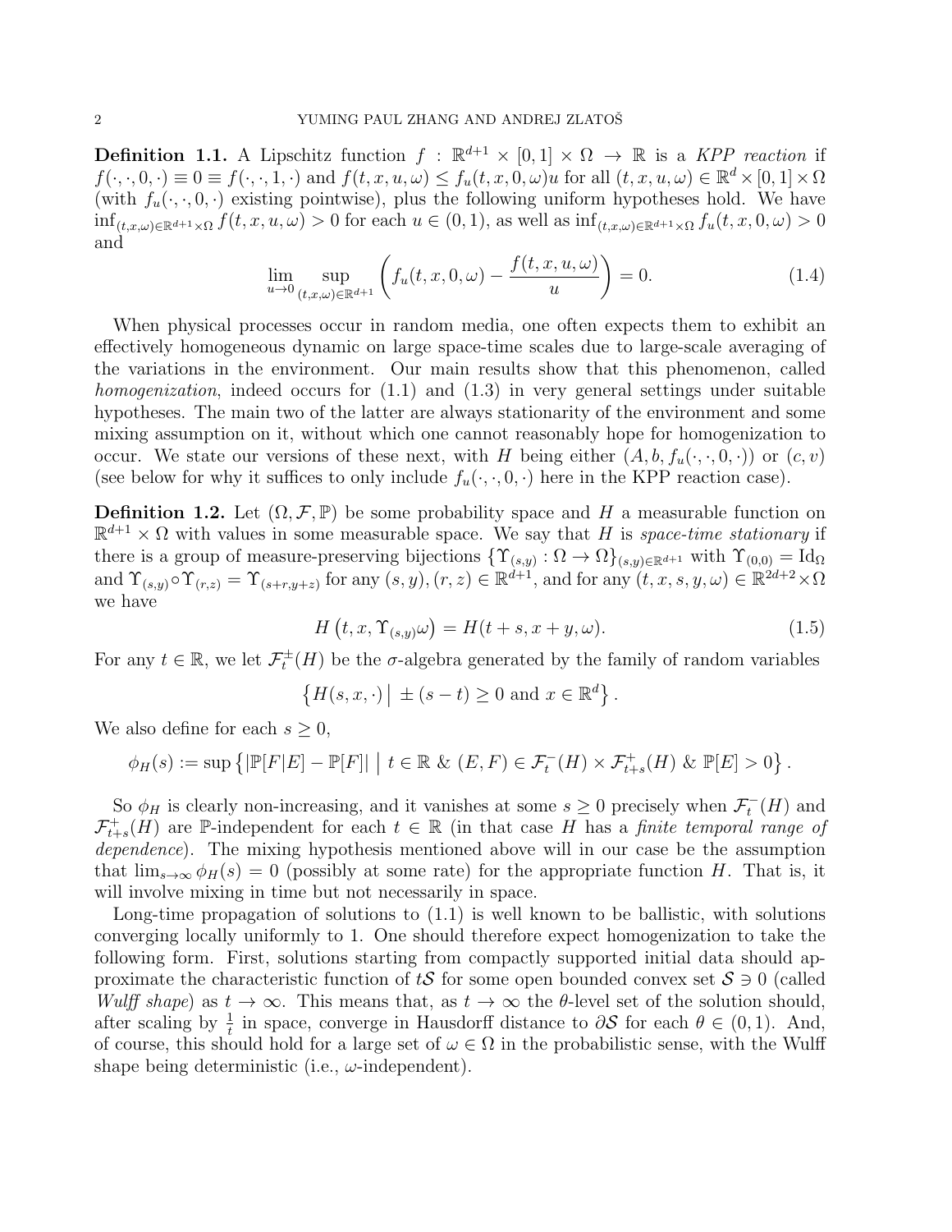**Definition 1.1.** A Lipschitz function $f : \mathbb{R}^{d+1} \times [0,1] \times \Omega \to \mathbb{R}$ is a *KPP reaction* if $f(\cdot,\cdot,0,\cdot) \equiv 0 \equiv f(\cdot,\cdot,1,\cdot)$ and $f(t,x,u,\omega) \le f_u(t,x,0,\omega)u$ for all $(t,x,u,\omega) \in \mathbb{R}^d \times [0,1] \times \Omega$ (with $f_u(\cdot,\cdot,0,\cdot)$ existing pointwise), plus the following uniform hypotheses hold. We have $\inf_{(t,x,\omega)\in\mathbb{R}^{d+1}\times\Omega} f(t,x,u,\omega) > 0$ for each $u \in (0,1)$, as well as $\inf_{(t,x,\omega)\in\mathbb{R}^{d+1}\times\Omega} f_u(t,x,0,\omega) > 0$ and

$$\lim_{u\to 0} \sup_{(t,x,\omega)\in\mathbb{R}^{d+1}} \left( f_u(t,x,0,\omega) - \frac{f(t,x,u,\omega)}{u} \right) = 0. \tag{1.4}$$

When physical processes occur in random media, one often expects them to exhibit an effectively homogeneous dynamic on large space-time scales due to large-scale averaging of the variations in the environment. Our main results show that this phenomenon, called *homogenization*, indeed occurs for (1.1) and (1.3) in very general settings under suitable hypotheses. The main two of the latter are always stationarity of the environment and some mixing assumption on it, without which one cannot reasonably hope for homogenization to occur. We state our versions of these next, with $H$ being either $(A, b, f_u(\cdot,\cdot,0,\cdot))$ or $(c, v)$ (see below for why it suffices to only include $f_u(\cdot,\cdot,0,\cdot)$ here in the KPP reaction case).

**Definition 1.2.** Let $(\Omega, \mathcal{F}, \mathbb{P})$ be some probability space and $H$ a measurable function on $\mathbb{R}^{d+1} \times \Omega$ with values in some measurable space. We say that $H$ is *space-time stationary* if there is a group of measure-preserving bijections $\{\Upsilon_{(s,y)} : \Omega \to \Omega\}_{(s,y)\in\mathbb{R}^{d+1}}$ with $\Upsilon_{(0,0)} = \mathrm{Id}_\Omega$ and $\Upsilon_{(s,y)} \circ \Upsilon_{(r,z)} = \Upsilon_{(s+r,y+z)}$ for any $(s,y),(r,z) \in \mathbb{R}^{d+1}$, and for any $(t,x,s,y,\omega) \in \mathbb{R}^{2d+2} \times \Omega$ we have

$$H\left(t,x,\Upsilon_{(s,y)}\omega\right) = H(t+s, x+y, \omega). \tag{1.5}$$

For any $t \in \mathbb{R}$, we let $\mathcal{F}_t^{\pm}(H)$ be the $\sigma$-algebra generated by the family of random variables

$$\left\{ H(s,x,\cdot) \,\middle|\, \pm(s-t) \ge 0 \text{ and } x \in \mathbb{R}^d \right\}.$$

We also define for each $s \ge 0$,

$$\phi_H(s) := \sup\left\{ |\mathbb{P}[F|E] - \mathbb{P}[F]| \,\middle|\, t \in \mathbb{R} \text{ \& } (E,F) \in \mathcal{F}_t^-(H) \times \mathcal{F}_{t+s}^+(H) \text{ \& } \mathbb{P}[E] > 0 \right\}.$$

So $\phi_H$ is clearly non-increasing, and it vanishes at some $s \ge 0$ precisely when $\mathcal{F}_t^-(H)$ and $\mathcal{F}_{t+s}^+(H)$ are $\mathbb{P}$-independent for each $t \in \mathbb{R}$ (in that case $H$ has a *finite temporal range of dependence*). The mixing hypothesis mentioned above will in our case be the assumption that $\lim_{s\to\infty} \phi_H(s) = 0$ (possibly at some rate) for the appropriate function $H$. That is, it will involve mixing in time but not necessarily in space.

Long-time propagation of solutions to (1.1) is well known to be ballistic, with solutions converging locally uniformly to 1. One should therefore expect homogenization to take the following form. First, solutions starting from compactly supported initial data should approximate the characteristic function of $t\mathcal{S}$ for some open bounded convex set $\mathcal{S} \ni 0$ (called *Wulff shape*) as $t \to \infty$. This means that, as $t \to \infty$ the $\theta$-level set of the solution should, after scaling by $\frac{1}{t}$ in space, converge in Hausdorff distance to $\partial\mathcal{S}$ for each $\theta \in (0,1)$. And, of course, this should hold for a large set of $\omega \in \Omega$ in the probabilistic sense, with the Wulff shape being deterministic (i.e., $\omega$-independent).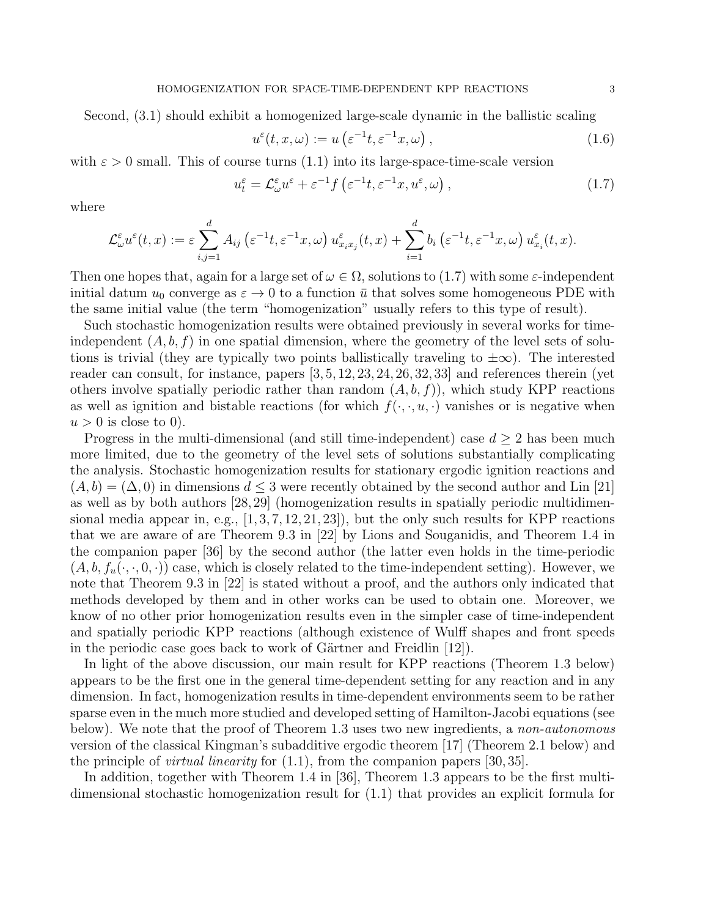Second, (3.1) should exhibit a homogenized large-scale dynamic in the ballistic scaling

$$u^{\varepsilon}(t,x,\omega) := u\left(\varepsilon^{-1}t, \varepsilon^{-1}x, \omega\right), \tag{1.6}$$

with $\varepsilon > 0$ small. This of course turns (1.1) into its large-space-time-scale version

$$u_t^{\varepsilon} = \mathcal{L}_{\omega}^{\varepsilon} u^{\varepsilon} + \varepsilon^{-1} f\left(\varepsilon^{-1}t, \varepsilon^{-1}x, u^{\varepsilon}, \omega\right), \tag{1.7}$$

where

$$\mathcal{L}_{\omega}^{\varepsilon} u^{\varepsilon}(t,x) := \varepsilon \sum_{i,j=1}^{d} A_{ij}\left(\varepsilon^{-1}t, \varepsilon^{-1}x, \omega\right) u_{x_i x_j}^{\varepsilon}(t,x) + \sum_{i=1}^{d} b_i\left(\varepsilon^{-1}t, \varepsilon^{-1}x, \omega\right) u_{x_i}^{\varepsilon}(t,x).$$

Then one hopes that, again for a large set of $\omega \in \Omega$, solutions to (1.7) with some $\varepsilon$-independent initial datum $u_0$ converge as $\varepsilon \to 0$ to a function $\bar{u}$ that solves some homogeneous PDE with the same initial value (the term "homogenization" usually refers to this type of result).

Such stochastic homogenization results were obtained previously in several works for time-independent $(A, b, f)$ in one spatial dimension, where the geometry of the level sets of solutions is trivial (they are typically two points ballistically traveling to $\pm\infty$). The interested reader can consult, for instance, papers [3, 5, 12, 23, 24, 26, 32, 33] and references therein (yet others involve spatially periodic rather than random $(A, b, f)$), which study KPP reactions as well as ignition and bistable reactions (for which $f(\cdot, \cdot, u, \cdot)$ vanishes or is negative when $u > 0$ is close to 0).

Progress in the multi-dimensional (and still time-independent) case $d \geq 2$ has been much more limited, due to the geometry of the level sets of solutions substantially complicating the analysis. Stochastic homogenization results for stationary ergodic ignition reactions and $(A, b) = (\Delta, 0)$ in dimensions $d \leq 3$ were recently obtained by the second author and Lin [21] as well as by both authors [28, 29] (homogenization results in spatially periodic multidimensional media appear in, e.g., [1, 3, 7, 12, 21, 23]), but the only such results for KPP reactions that we are aware of are Theorem 9.3 in [22] by Lions and Souganidis, and Theorem 1.4 in the companion paper [36] by the second author (the latter even holds in the time-periodic $(A, b, f_u(\cdot, \cdot, 0, \cdot))$ case, which is closely related to the time-independent setting). However, we note that Theorem 9.3 in [22] is stated without a proof, and the authors only indicated that methods developed by them and in other works can be used to obtain one. Moreover, we know of no other prior homogenization results even in the simpler case of time-independent and spatially periodic KPP reactions (although existence of Wulff shapes and front speeds in the periodic case goes back to work of Gärtner and Freidlin [12]).

In light of the above discussion, our main result for KPP reactions (Theorem 1.3 below) appears to be the first one in the general time-dependent setting for any reaction and in any dimension. In fact, homogenization results in time-dependent environments seem to be rather sparse even in the much more studied and developed setting of Hamilton-Jacobi equations (see below). We note that the proof of Theorem 1.3 uses two new ingredients, a *non-autonomous* version of the classical Kingman's subadditive ergodic theorem [17] (Theorem 2.1 below) and the principle of *virtual linearity* for (1.1), from the companion papers [30, 35].

In addition, together with Theorem 1.4 in [36], Theorem 1.3 appears to be the first multi-dimensional stochastic homogenization result for (1.1) that provides an explicit formula for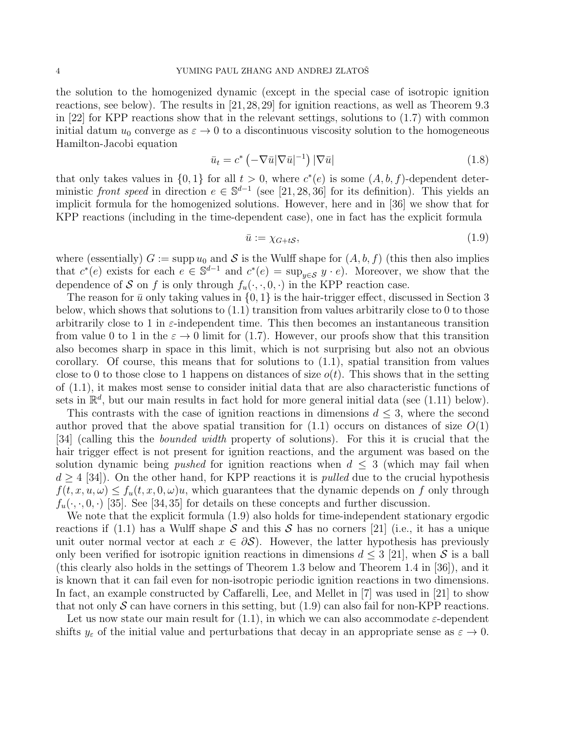the solution to the homogenized dynamic (except in the special case of isotropic ignition reactions, see below). The results in [21, 28, 29] for ignition reactions, as well as Theorem 9.3 in [22] for KPP reactions show that in the relevant settings, solutions to (1.7) with common initial datum $u_0$ converge as $\varepsilon \to 0$ to a discontinuous viscosity solution to the homogeneous Hamilton-Jacobi equation

$$\bar{u}_t = c^* \left(-\nabla \bar{u} |\nabla \bar{u}|^{-1}\right) |\nabla \bar{u}| \tag{1.8}$$

that only takes values in $\{0, 1\}$ for all $t > 0$, where $c^*(e)$ is some $(A, b, f)$-dependent deterministic *front speed* in direction $e \in \mathbb{S}^{d-1}$ (see [21, 28, 36] for its definition). This yields an implicit formula for the homogenized solutions. However, here and in [36] we show that for KPP reactions (including in the time-dependent case), one in fact has the explicit formula

$$\bar{u} := \chi_{G+t\mathcal{S}}, \tag{1.9}$$

where (essentially) $G := \operatorname{supp} u_0$ and $\mathcal{S}$ is the Wulff shape for $(A, b, f)$ (this then also implies that $c^*(e)$ exists for each $e \in \mathbb{S}^{d-1}$ and $c^*(e) = \sup_{y \in \mathcal{S}} y \cdot e$). Moreover, we show that the dependence of $\mathcal{S}$ on $f$ is only through $f_u(\cdot, \cdot, 0, \cdot)$ in the KPP reaction case.

The reason for $\bar{u}$ only taking values in $\{0, 1\}$ is the hair-trigger effect, discussed in Section 3 below, which shows that solutions to (1.1) transition from values arbitrarily close to 0 to those arbitrarily close to 1 in $\varepsilon$-independent time. This then becomes an instantaneous transition from value 0 to 1 in the $\varepsilon \to 0$ limit for (1.7). However, our proofs show that this transition also becomes sharp in space in this limit, which is not surprising but also not an obvious corollary. Of course, this means that for solutions to (1.1), spatial transition from values close to 0 to those close to 1 happens on distances of size $o(t)$. This shows that in the setting of (1.1), it makes most sense to consider initial data that are also characteristic functions of sets in $\mathbb{R}^d$, but our main results in fact hold for more general initial data (see (1.11) below).

This contrasts with the case of ignition reactions in dimensions $d \leq 3$, where the second author proved that the above spatial transition for (1.1) occurs on distances of size $O(1)$ [34] (calling this the *bounded width* property of solutions). For this it is crucial that the hair trigger effect is not present for ignition reactions, and the argument was based on the solution dynamic being *pushed* for ignition reactions when $d \leq 3$ (which may fail when $d \geq 4$ [34]). On the other hand, for KPP reactions it is *pulled* due to the crucial hypothesis $f(t, x, u, \omega) \leq f_u(t, x, 0, \omega)u$, which guarantees that the dynamic depends on $f$ only through $f_u(\cdot, \cdot, 0, \cdot)$ [35]. See [34, 35] for details on these concepts and further discussion.

We note that the explicit formula (1.9) also holds for time-independent stationary ergodic reactions if (1.1) has a Wulff shape $\mathcal{S}$ and this $\mathcal{S}$ has no corners [21] (i.e., it has a unique unit outer normal vector at each $x \in \partial\mathcal{S}$). However, the latter hypothesis has previously only been verified for isotropic ignition reactions in dimensions $d \leq 3$ [21], when $\mathcal{S}$ is a ball (this clearly also holds in the settings of Theorem 1.3 below and Theorem 1.4 in [36]), and it is known that it can fail even for non-isotropic periodic ignition reactions in two dimensions. In fact, an example constructed by Caffarelli, Lee, and Mellet in [7] was used in [21] to show that not only $\mathcal{S}$ can have corners in this setting, but (1.9) can also fail for non-KPP reactions.

Let us now state our main result for (1.1), in which we can also accommodate $\varepsilon$-dependent shifts $y_\varepsilon$ of the initial value and perturbations that decay in an appropriate sense as $\varepsilon \to 0$.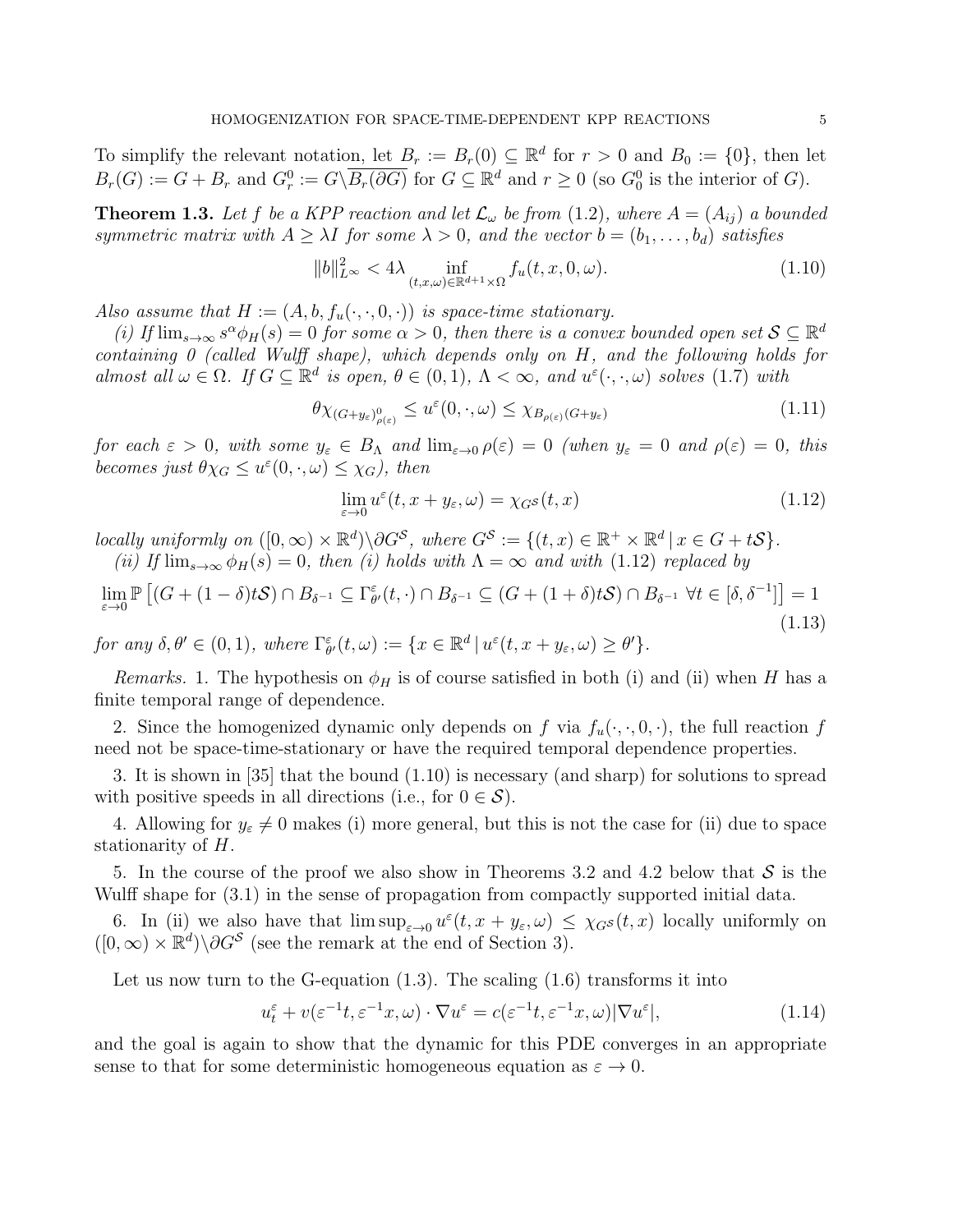To simplify the relevant notation, let $B_r := B_r(0) \subseteq \mathbb{R}^d$ for $r > 0$ and $B_0 := \{0\}$, then let $B_r(G) := G + B_r$ and $G_r^0 := G \backslash \overline{B_r(\partial G)}$ for $G \subseteq \mathbb{R}^d$ and $r \geq 0$ (so $G_0^0$ is the interior of $G$).

**Theorem 1.3.** *Let $f$ be a KPP reaction and let $\mathcal{L}_\omega$ be from (1.2), where $A = (A_{ij})$ a bounded symmetric matrix with $A \geq \lambda I$ for some $\lambda > 0$, and the vector $b = (b_1, \dots, b_d)$ satisfies*

$$\|b\|_{L^\infty}^2 < 4\lambda \inf_{(t,x,\omega) \in \mathbb{R}^{d+1} \times \Omega} f_u(t, x, 0, \omega). \tag{1.10}$$

*Also assume that $H := (A, b, f_u(\cdot, \cdot, 0, \cdot))$ is space-time stationary.*

*(i) If $\lim_{s \to \infty} s^\alpha \phi_H(s) = 0$ for some $\alpha > 0$, then there is a convex bounded open set $\mathcal{S} \subseteq \mathbb{R}^d$ containing 0 (called Wulff shape), which depends only on $H$, and the following holds for almost all $\omega \in \Omega$. If $G \subseteq \mathbb{R}^d$ is open, $\theta \in (0, 1)$, $\Lambda < \infty$, and $u^\varepsilon(\cdot, \cdot, \omega)$ solves (1.7) with*

$$\theta \chi_{(G + y_\varepsilon)^0_{\rho(\varepsilon)}} \leq u^\varepsilon(0, \cdot, \omega) \leq \chi_{B_{\rho(\varepsilon)}(G + y_\varepsilon)} \tag{1.11}$$

*for each $\varepsilon > 0$, with some $y_\varepsilon \in B_\Lambda$ and $\lim_{\varepsilon \to 0} \rho(\varepsilon) = 0$ (when $y_\varepsilon = 0$ and $\rho(\varepsilon) = 0$, this becomes just $\theta \chi_G \leq u^\varepsilon(0, \cdot, \omega) \leq \chi_G$), then*

$$\lim_{\varepsilon \to 0} u^\varepsilon(t, x + y_\varepsilon, \omega) = \chi_{G^{\mathcal{S}}}(t, x) \tag{1.12}$$

*locally uniformly on $([0, \infty) \times \mathbb{R}^d) \backslash \partial G^{\mathcal{S}}$, where $G^{\mathcal{S}} := \{(t, x) \in \mathbb{R}^+ \times \mathbb{R}^d \,|\, x \in G + t\mathcal{S}\}$.*

*(ii) If $\lim_{s \to \infty} \phi_H(s) = 0$, then (i) holds with $\Lambda = \infty$ and with (1.12) replaced by*

$$\lim_{\varepsilon \to 0} \mathbb{P}\left[ (G + (1 - \delta)t\mathcal{S}) \cap B_{\delta^{-1}} \subseteq \Gamma^\varepsilon_{\theta'}(t, \cdot) \cap B_{\delta^{-1}} \subseteq (G + (1 + \delta)t\mathcal{S}) \cap B_{\delta^{-1}} \ \forall t \in [\delta, \delta^{-1}] \right] = 1 \tag{1.13}$$

*for any $\delta, \theta' \in (0, 1)$, where $\Gamma^\varepsilon_{\theta'}(t, \omega) := \{x \in \mathbb{R}^d \,|\, u^\varepsilon(t, x + y_\varepsilon, \omega) \geq \theta'\}$.*

*Remarks.* 1. The hypothesis on $\phi_H$ is of course satisfied in both (i) and (ii) when $H$ has a finite temporal range of dependence.

2. Since the homogenized dynamic only depends on $f$ via $f_u(\cdot, \cdot, 0, \cdot)$, the full reaction $f$ need not be space-time-stationary or have the required temporal dependence properties.

3. It is shown in [35] that the bound (1.10) is necessary (and sharp) for solutions to spread with positive speeds in all directions (i.e., for $0 \in \mathcal{S}$).

4. Allowing for $y_\varepsilon \neq 0$ makes (i) more general, but this is not the case for (ii) due to space stationarity of $H$.

5. In the course of the proof we also show in Theorems 3.2 and 4.2 below that $\mathcal{S}$ is the Wulff shape for (3.1) in the sense of propagation from compactly supported initial data.

6. In (ii) we also have that $\limsup_{\varepsilon \to 0} u^\varepsilon(t, x + y_\varepsilon, \omega) \leq \chi_{G^{\mathcal{S}}}(t, x)$ locally uniformly on $([0, \infty) \times \mathbb{R}^d) \backslash \partial G^{\mathcal{S}}$ (see the remark at the end of Section 3).

Let us now turn to the G-equation (1.3). The scaling (1.6) transforms it into

$$u^\varepsilon_t + v(\varepsilon^{-1}t, \varepsilon^{-1}x, \omega) \cdot \nabla u^\varepsilon = c(\varepsilon^{-1}t, \varepsilon^{-1}x, \omega)|\nabla u^\varepsilon|, \tag{1.14}$$

and the goal is again to show that the dynamic for this PDE converges in an appropriate sense to that for some deterministic homogeneous equation as $\varepsilon \to 0$.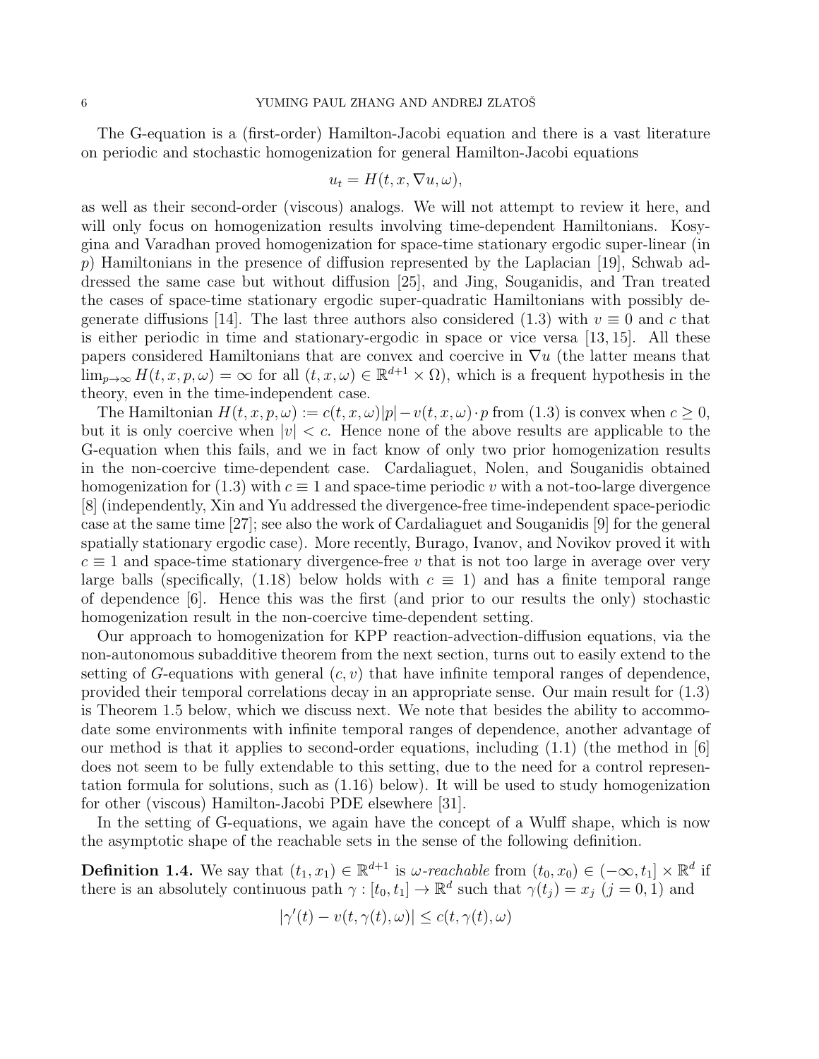The G-equation is a (first-order) Hamilton-Jacobi equation and there is a vast literature on periodic and stochastic homogenization for general Hamilton-Jacobi equations

$$u_t = H(t, x, \nabla u, \omega),$$

as well as their second-order (viscous) analogs. We will not attempt to review it here, and will only focus on homogenization results involving time-dependent Hamiltonians. Kosygina and Varadhan proved homogenization for space-time stationary ergodic super-linear (in $p$) Hamiltonians in the presence of diffusion represented by the Laplacian [19], Schwab addressed the same case but without diffusion [25], and Jing, Souganidis, and Tran treated the cases of space-time stationary ergodic super-quadratic Hamiltonians with possibly degenerate diffusions [14]. The last three authors also considered (1.3) with $v \equiv 0$ and $c$ that is either periodic in time and stationary-ergodic in space or vice versa [13, 15]. All these papers considered Hamiltonians that are convex and coercive in $\nabla u$ (the latter means that $\lim_{p\to\infty} H(t, x, p, \omega) = \infty$ for all $(t, x, \omega) \in \mathbb{R}^{d+1} \times \Omega$), which is a frequent hypothesis in the theory, even in the time-independent case.

The Hamiltonian $H(t, x, p, \omega) := c(t, x, \omega)|p| - v(t, x, \omega) \cdot p$ from (1.3) is convex when $c \geq 0$, but it is only coercive when $|v| < c$. Hence none of the above results are applicable to the G-equation when this fails, and we in fact know of only two prior homogenization results in the non-coercive time-dependent case. Cardaliaguet, Nolen, and Souganidis obtained homogenization for (1.3) with $c \equiv 1$ and space-time periodic $v$ with a not-too-large divergence [8] (independently, Xin and Yu addressed the divergence-free time-independent space-periodic case at the same time [27]; see also the work of Cardaliaguet and Souganidis [9] for the general spatially stationary ergodic case). More recently, Burago, Ivanov, and Novikov proved it with $c \equiv 1$ and space-time stationary divergence-free $v$ that is not too large in average over very large balls (specifically, (1.18) below holds with $c \equiv 1$) and has a finite temporal range of dependence [6]. Hence this was the first (and prior to our results the only) stochastic homogenization result in the non-coercive time-dependent setting.

Our approach to homogenization for KPP reaction-advection-diffusion equations, via the non-autonomous subadditive theorem from the next section, turns out to easily extend to the setting of $G$-equations with general $(c, v)$ that have infinite temporal ranges of dependence, provided their temporal correlations decay in an appropriate sense. Our main result for (1.3) is Theorem 1.5 below, which we discuss next. We note that besides the ability to accommodate some environments with infinite temporal ranges of dependence, another advantage of our method is that it applies to second-order equations, including (1.1) (the method in [6] does not seem to be fully extendable to this setting, due to the need for a control representation formula for solutions, such as (1.16) below). It will be used to study homogenization for other (viscous) Hamilton-Jacobi PDE elsewhere [31].

In the setting of G-equations, we again have the concept of a Wulff shape, which is now the asymptotic shape of the reachable sets in the sense of the following definition.

**Definition 1.4.** We say that $(t_1, x_1) \in \mathbb{R}^{d+1}$ is *$\omega$-reachable* from $(t_0, x_0) \in (-\infty, t_1] \times \mathbb{R}^d$ if there is an absolutely continuous path $\gamma : [t_0, t_1] \to \mathbb{R}^d$ such that $\gamma(t_j) = x_j$ $(j = 0, 1)$ and

$$|\gamma'(t) - v(t, \gamma(t), \omega)| \leq c(t, \gamma(t), \omega)$$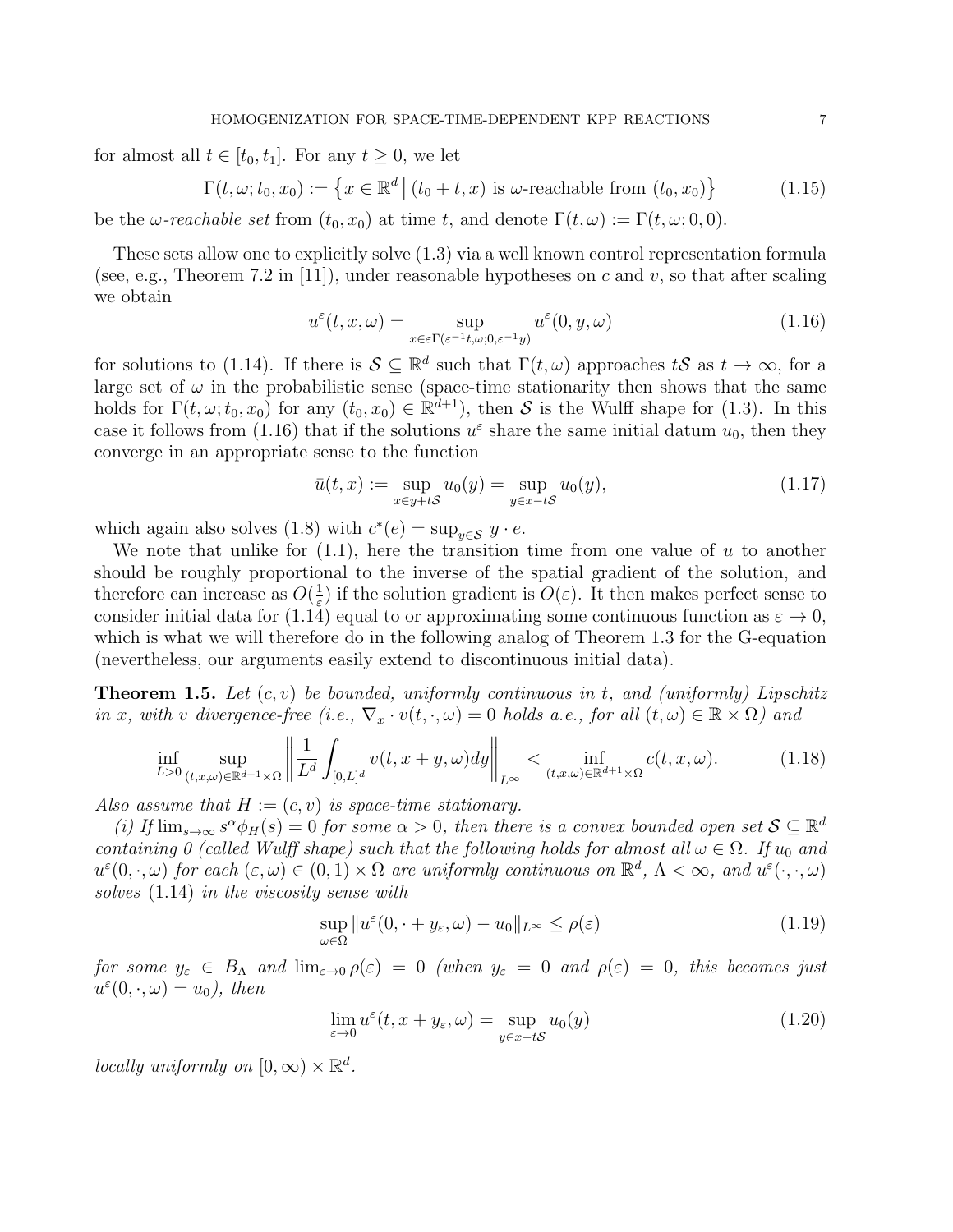for almost all $t \in [t_0, t_1]$. For any $t \geq 0$, we let

$$
\Gamma(t, \omega; t_0, x_0) := \left\{ x \in \mathbb{R}^d \,\middle|\, (t_0 + t, x) \text{ is } \omega\text{-reachable from } (t_0, x_0) \right\} \tag{1.15}
$$

be the *$\omega$-reachable set* from $(t_0, x_0)$ at time $t$, and denote $\Gamma(t, \omega) := \Gamma(t, \omega; 0, 0)$.

These sets allow one to explicitly solve (1.3) via a well known control representation formula (see, e.g., Theorem 7.2 in [11]), under reasonable hypotheses on $c$ and $v$, so that after scaling we obtain

$$
u^\varepsilon(t, x, \omega) = \sup_{x \in \varepsilon \Gamma(\varepsilon^{-1} t, \omega; 0, \varepsilon^{-1} y)} u^\varepsilon(0, y, \omega) \tag{1.16}
$$

for solutions to (1.14). If there is $\mathcal{S} \subseteq \mathbb{R}^d$ such that $\Gamma(t, \omega)$ approaches $t\mathcal{S}$ as $t \to \infty$, for a large set of $\omega$ in the probabilistic sense (space-time stationarity then shows that the same holds for $\Gamma(t, \omega; t_0, x_0)$ for any $(t_0, x_0) \in \mathbb{R}^{d+1}$), then $\mathcal{S}$ is the Wulff shape for (1.3). In this case it follows from (1.16) that if the solutions $u^\varepsilon$ share the same initial datum $u_0$, then they converge in an appropriate sense to the function

$$
\bar{u}(t, x) := \sup_{x \in y + t\mathcal{S}} u_0(y) = \sup_{y \in x - t\mathcal{S}} u_0(y), \tag{1.17}
$$

which again also solves (1.8) with $c^*(e) = \sup_{y \in \mathcal{S}} y \cdot e$.

We note that unlike for (1.1), here the transition time from one value of $u$ to another should be roughly proportional to the inverse of the spatial gradient of the solution, and therefore can increase as $O(\frac{1}{\varepsilon})$ if the solution gradient is $O(\varepsilon)$. It then makes perfect sense to consider initial data for (1.14) equal to or approximating some continuous function as $\varepsilon \to 0$, which is what we will therefore do in the following analog of Theorem 1.3 for the G-equation (nevertheless, our arguments easily extend to discontinuous initial data).

**Theorem 1.5.** *Let $(c, v)$ be bounded, uniformly continuous in $t$, and (uniformly) Lipschitz in $x$, with $v$ divergence-free (i.e., $\nabla_x \cdot v(t, \cdot, \omega) = 0$ holds a.e., for all $(t, \omega) \in \mathbb{R} \times \Omega$) and*

$$
\inf_{L > 0} \sup_{(t,x,\omega) \in \mathbb{R}^{d+1} \times \Omega} \left\| \frac{1}{L^d} \int_{[0,L]^d} v(t, x + y, \omega) dy \right\|_{L^\infty} < \inf_{(t,x,\omega) \in \mathbb{R}^{d+1} \times \Omega} c(t, x, \omega). \tag{1.18}
$$

*Also assume that $H := (c, v)$ is space-time stationary.*

*(i) If $\lim_{s \to \infty} s^\alpha \phi_H(s) = 0$ for some $\alpha > 0$, then there is a convex bounded open set $\mathcal{S} \subseteq \mathbb{R}^d$ containing 0 (called Wulff shape) such that the following holds for almost all $\omega \in \Omega$. If $u_0$ and $u^\varepsilon(0, \cdot, \omega)$ for each $(\varepsilon, \omega) \in (0, 1) \times \Omega$ are uniformly continuous on $\mathbb{R}^d$, $\Lambda < \infty$, and $u^\varepsilon(\cdot, \cdot, \omega)$ solves (1.14) in the viscosity sense with*

$$
\sup_{\omega \in \Omega} \| u^\varepsilon(0, \cdot + y_\varepsilon, \omega) - u_0 \|_{L^\infty} \leq \rho(\varepsilon) \tag{1.19}
$$

*for some $y_\varepsilon \in B_\Lambda$ and $\lim_{\varepsilon \to 0} \rho(\varepsilon) = 0$ (when $y_\varepsilon = 0$ and $\rho(\varepsilon) = 0$, this becomes just $u^\varepsilon(0, \cdot, \omega) = u_0$), then*

$$
\lim_{\varepsilon \to 0} u^\varepsilon(t, x + y_\varepsilon, \omega) = \sup_{y \in x - t\mathcal{S}} u_0(y) \tag{1.20}
$$

*locally uniformly on $[0, \infty) \times \mathbb{R}^d$.*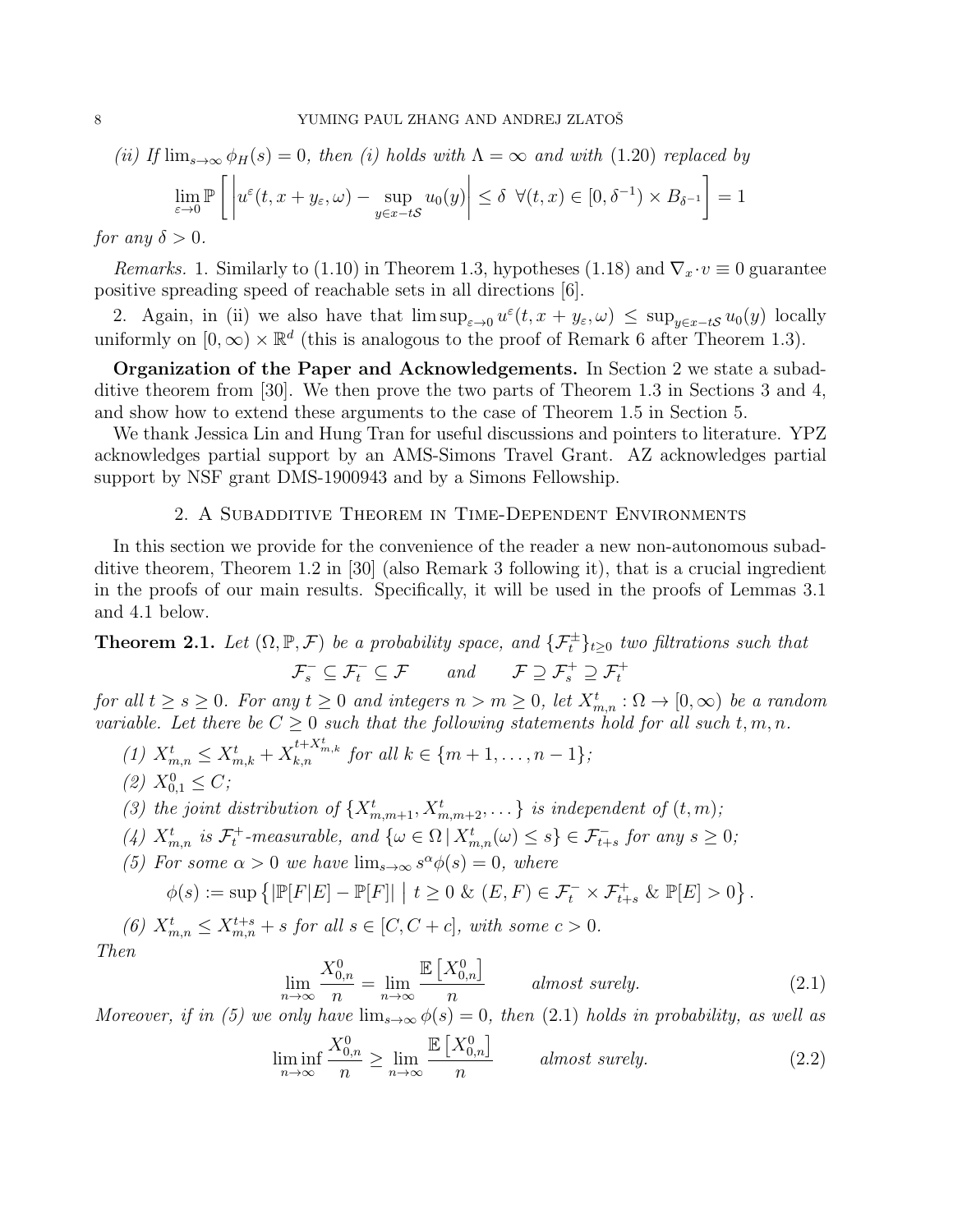*(ii) If $\lim_{s\to\infty} \phi_H(s) = 0$, then (i) holds with $\Lambda = \infty$ and with (1.20) replaced by*

$$\lim_{\varepsilon\to 0} \mathbb{P}\left[\left|u^\varepsilon(t, x + y_\varepsilon, \omega) - \sup_{y\in x-t\mathcal{S}} u_0(y)\right| \le \delta \;\; \forall (t,x) \in [0, \delta^{-1}) \times B_{\delta^{-1}}\right] = 1$$

*for any $\delta > 0$.*

*Remarks.* 1. Similarly to (1.10) in Theorem 1.3, hypotheses (1.18) and $\nabla_x \cdot v \equiv 0$ guarantee positive spreading speed of reachable sets in all directions [6].

2. Again, in (ii) we also have that $\limsup_{\varepsilon\to 0} u^\varepsilon(t, x + y_\varepsilon, \omega) \le \sup_{y\in x-t\mathcal{S}} u_0(y)$ locally uniformly on $[0,\infty) \times \mathbb{R}^d$ (this is analogous to the proof of Remark 6 after Theorem 1.3).

**Organization of the Paper and Acknowledgements.** In Section 2 we state a subadditive theorem from [30]. We then prove the two parts of Theorem 1.3 in Sections 3 and 4, and show how to extend these arguments to the case of Theorem 1.5 in Section 5.

We thank Jessica Lin and Hung Tran for useful discussions and pointers to literature. YPZ acknowledges partial support by an AMS-Simons Travel Grant. AZ acknowledges partial support by NSF grant DMS-1900943 and by a Simons Fellowship.

## 2. A Subadditive Theorem in Time-Dependent Environments

In this section we provide for the convenience of the reader a new non-autonomous subadditive theorem, Theorem 1.2 in [30] (also Remark 3 following it), that is a crucial ingredient in the proofs of our main results. Specifically, it will be used in the proofs of Lemmas 3.1 and 4.1 below.

**Theorem 2.1.** *Let $(\Omega, \mathbb{P}, \mathcal{F})$ be a probability space, and $\{\mathcal{F}_t^\pm\}_{t\ge 0}$ two filtrations such that*

$$\mathcal{F}_s^- \subseteq \mathcal{F}_t^- \subseteq \mathcal{F} \qquad \text{and} \qquad \mathcal{F} \supseteq \mathcal{F}_s^+ \supseteq \mathcal{F}_t^+$$

*for all $t \ge s \ge 0$. For any $t \ge 0$ and integers $n > m \ge 0$, let $X_{m,n}^t : \Omega \to [0,\infty)$ be a random variable. Let there be $C \ge 0$ such that the following statements hold for all such $t, m, n$.*

*(1) $X_{m,n}^t \le X_{m,k}^t + X_{k,n}^{t+X_{m,k}^t}$ for all $k \in \{m+1, \dots, n-1\}$;*

*(2) $X_{0,1}^0 \le C$;*

*(3) the joint distribution of $\{X_{m,m+1}^t, X_{m,m+2}^t, \dots\}$ is independent of $(t,m)$;*

*(4) $X_{m,n}^t$ is $\mathcal{F}_t^+$-measurable, and $\{\omega \in \Omega \,|\, X_{m,n}^t(\omega) \le s\} \in \mathcal{F}_{t+s}^-$ for any $s \ge 0$;*

*(5) For some $\alpha > 0$ we have $\lim_{s\to\infty} s^\alpha \phi(s) = 0$, where*

$$\phi(s) := \sup\left\{ |\mathbb{P}[F|E] - \mathbb{P}[F]| \;\middle|\; t \ge 0 \;\&\; (E,F) \in \mathcal{F}_t^- \times \mathcal{F}_{t+s}^+ \;\&\; \mathbb{P}[E] > 0 \right\}.$$

*(6) $X_{m,n}^t \le X_{m,n}^{t+s} + s$ for all $s \in [C, C+c]$, with some $c > 0$.*

*Then*

$$\lim_{n\to\infty} \frac{X_{0,n}^0}{n} = \lim_{n\to\infty} \frac{\mathbb{E}\left[X_{0,n}^0\right]}{n} \qquad \text{almost surely.} \tag{2.1}$$

*Moreover, if in (5) we only have $\lim_{s\to\infty} \phi(s) = 0$, then (2.1) holds in probability, as well as*

$$\liminf_{n\to\infty} \frac{X_{0,n}^0}{n} \ge \lim_{n\to\infty} \frac{\mathbb{E}\left[X_{0,n}^0\right]}{n} \qquad \text{almost surely.} \tag{2.2}$$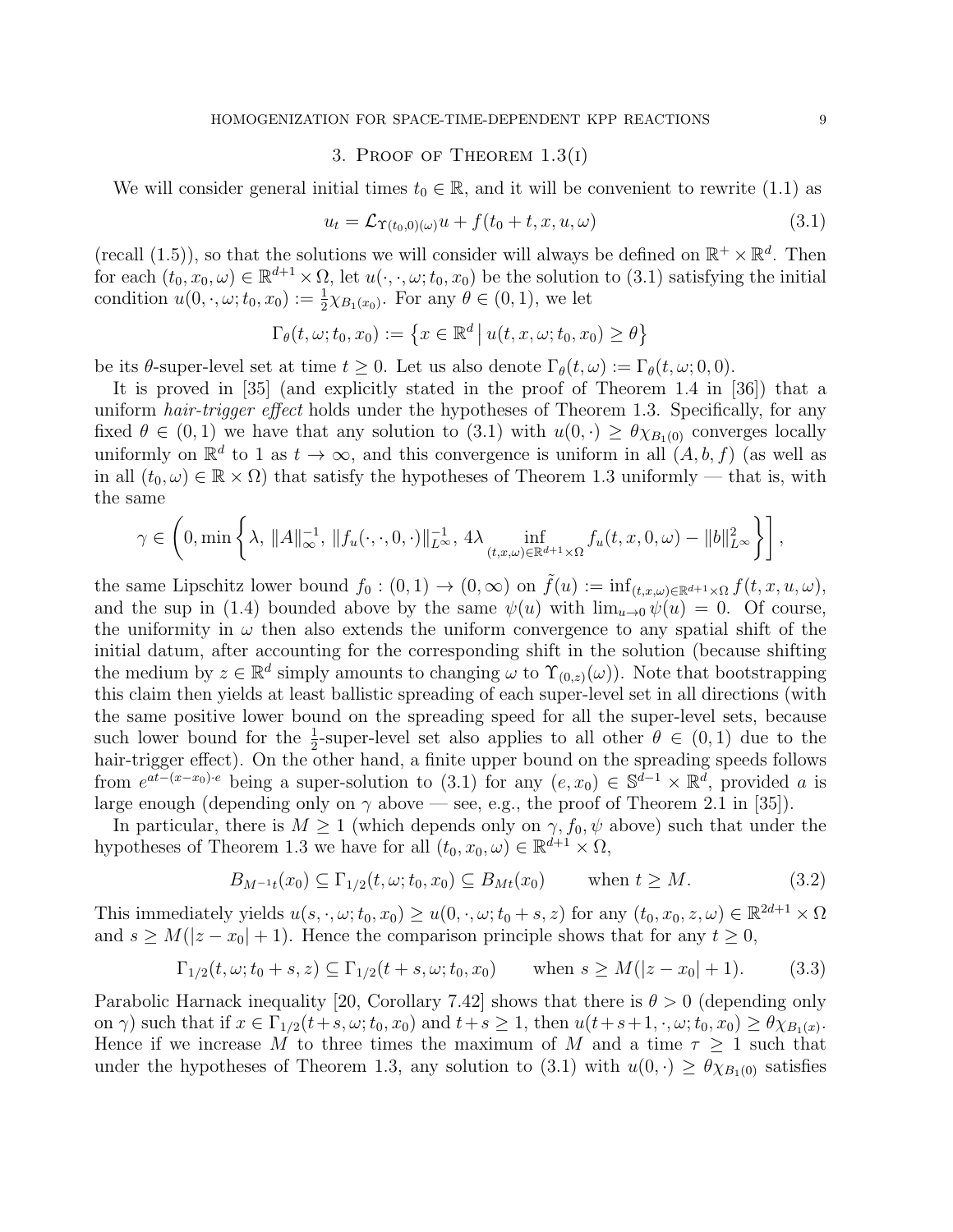## 3. Proof of Theorem 1.3(i)

We will consider general initial times $t_0 \in \mathbb{R}$, and it will be convenient to rewrite (1.1) as

$$u_t = \mathcal{L}_{\Upsilon(t_0,0)(\omega)} u + f(t_0 + t, x, u, \omega) \tag{3.1}$$

(recall (1.5)), so that the solutions we will consider will always be defined on $\mathbb{R}^+ \times \mathbb{R}^d$. Then for each $(t_0, x_0, \omega) \in \mathbb{R}^{d+1} \times \Omega$, let $u(\cdot, \cdot, \omega; t_0, x_0)$ be the solution to (3.1) satisfying the initial condition $u(0, \cdot, \omega; t_0, x_0) := \frac{1}{2}\chi_{B_1(x_0)}$. For any $\theta \in (0,1)$, we let

$$\Gamma_\theta(t, \omega; t_0, x_0) := \left\{ x \in \mathbb{R}^d \,\middle|\, u(t, x, \omega; t_0, x_0) \geq \theta \right\}$$

be its $\theta$-super-level set at time $t \geq 0$. Let us also denote $\Gamma_\theta(t, \omega) := \Gamma_\theta(t, \omega; 0, 0)$.

It is proved in [35] (and explicitly stated in the proof of Theorem 1.4 in [36]) that a uniform *hair-trigger effect* holds under the hypotheses of Theorem 1.3. Specifically, for any fixed $\theta \in (0,1)$ we have that any solution to (3.1) with $u(0, \cdot) \geq \theta \chi_{B_1(0)}$ converges locally uniformly on $\mathbb{R}^d$ to 1 as $t \to \infty$, and this convergence is uniform in all $(A, b, f)$ (as well as in all $(t_0, \omega) \in \mathbb{R} \times \Omega$) that satisfy the hypotheses of Theorem 1.3 uniformly — that is, with the same

$$\gamma \in \left( 0, \min \left\{ \lambda,\, \|A\|_\infty^{-1},\, \|f_u(\cdot, \cdot, 0, \cdot)\|_{L^\infty}^{-1},\, 4\lambda \inf_{(t,x,\omega) \in \mathbb{R}^{d+1} \times \Omega} f_u(t, x, 0, \omega) - \|b\|_{L^\infty}^2 \right\} \right],$$

the same Lipschitz lower bound $f_0 : (0,1) \to (0, \infty)$ on $\tilde{f}(u) := \inf_{(t,x,\omega) \in \mathbb{R}^{d+1} \times \Omega} f(t, x, u, \omega)$, and the sup in (1.4) bounded above by the same $\psi(u)$ with $\lim_{u \to 0} \psi(u) = 0$. Of course, the uniformity in $\omega$ then also extends the uniform convergence to any spatial shift of the initial datum, after accounting for the corresponding shift in the solution (because shifting the medium by $z \in \mathbb{R}^d$ simply amounts to changing $\omega$ to $\Upsilon_{(0,z)}(\omega)$). Note that bootstrapping this claim then yields at least ballistic spreading of each super-level set in all directions (with the same positive lower bound on the spreading speed for all the super-level sets, because such lower bound for the $\frac{1}{2}$-super-level set also applies to all other $\theta \in (0,1)$ due to the hair-trigger effect). On the other hand, a finite upper bound on the spreading speeds follows from $e^{at-(x-x_0)\cdot e}$ being a super-solution to (3.1) for any $(e, x_0) \in \mathbb{S}^{d-1} \times \mathbb{R}^d$, provided $a$ is large enough (depending only on $\gamma$ above — see, e.g., the proof of Theorem 2.1 in [35]).

In particular, there is $M \geq 1$ (which depends only on $\gamma, f_0, \psi$ above) such that under the hypotheses of Theorem 1.3 we have for all $(t_0, x_0, \omega) \in \mathbb{R}^{d+1} \times \Omega$,

$$B_{M^{-1}t}(x_0) \subseteq \Gamma_{1/2}(t, \omega; t_0, x_0) \subseteq B_{Mt}(x_0) \qquad \text{when } t \geq M. \tag{3.2}$$

This immediately yields $u(s, \cdot, \omega; t_0, x_0) \geq u(0, \cdot, \omega; t_0 + s, z)$ for any $(t_0, x_0, z, \omega) \in \mathbb{R}^{2d+1} \times \Omega$ and $s \geq M(|z - x_0| + 1)$. Hence the comparison principle shows that for any $t \geq 0$,

$$\Gamma_{1/2}(t, \omega; t_0 + s, z) \subseteq \Gamma_{1/2}(t + s, \omega; t_0, x_0) \qquad \text{when } s \geq M(|z - x_0| + 1). \tag{3.3}$$

Parabolic Harnack inequality [20, Corollary 7.42] shows that there is $\theta > 0$ (depending only on $\gamma$) such that if $x \in \Gamma_{1/2}(t+s, \omega; t_0, x_0)$ and $t+s \geq 1$, then $u(t+s+1, \cdot, \omega; t_0, x_0) \geq \theta \chi_{B_1(x)}$. Hence if we increase $M$ to three times the maximum of $M$ and a time $\tau \geq 1$ such that under the hypotheses of Theorem 1.3, any solution to (3.1) with $u(0, \cdot) \geq \theta \chi_{B_1(0)}$ satisfies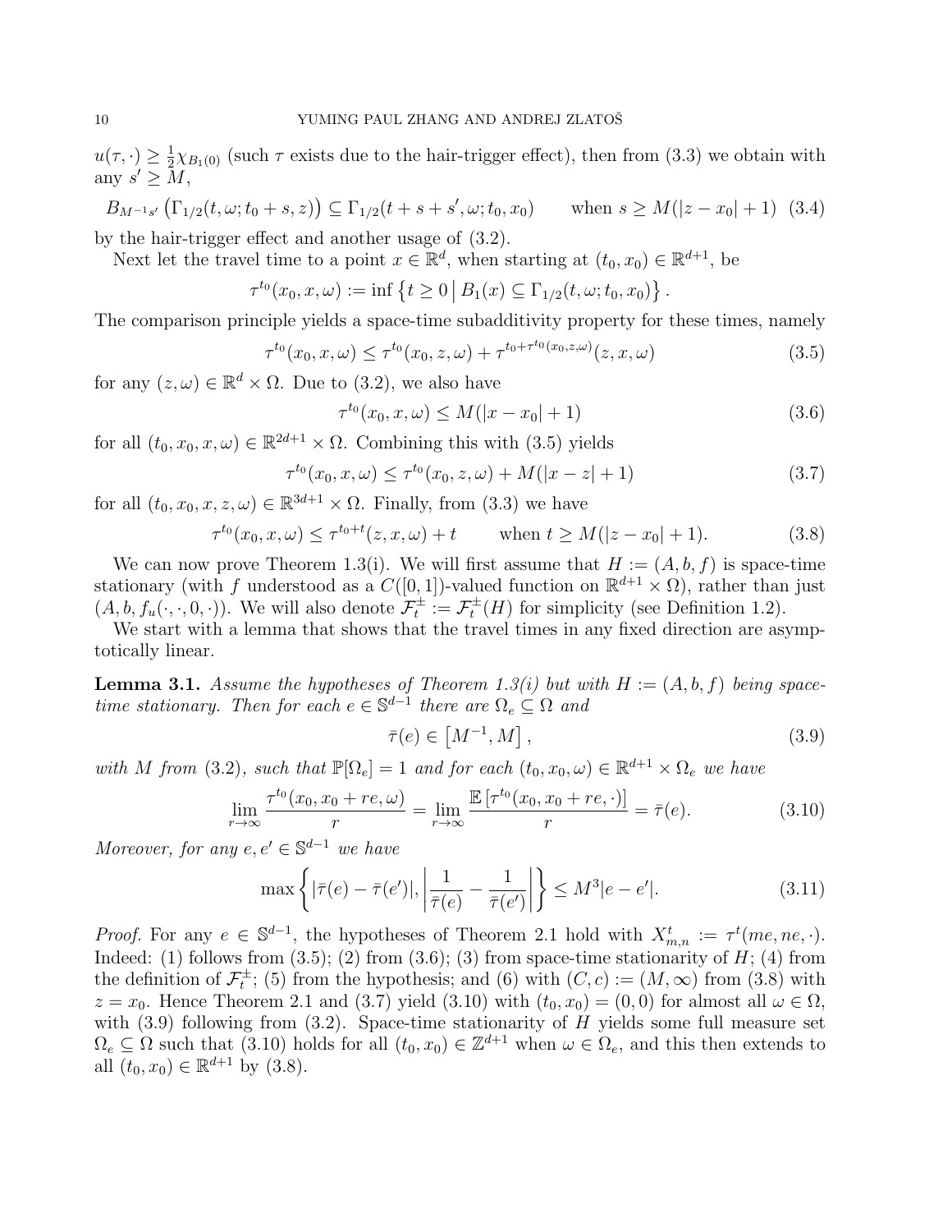$u(\tau, \cdot) \geq \frac{1}{2}\chi_{B_1(0)}$ (such $\tau$ exists due to the hair-trigger effect), then from (3.3) we obtain with any $s' \geq M$,

$$B_{M^{-1}s'}\left(\Gamma_{1/2}(t, \omega; t_0 + s, z)\right) \subseteq \Gamma_{1/2}(t + s + s', \omega; t_0, x_0) \qquad \text{when } s \geq M(|z - x_0| + 1) \quad (3.4)$$

by the hair-trigger effect and another usage of (3.2).

Next let the travel time to a point $x \in \mathbb{R}^d$, when starting at $(t_0, x_0) \in \mathbb{R}^{d+1}$, be

$$\tau^{t_0}(x_0, x, \omega) := \inf\left\{t \geq 0 \,\middle|\, B_1(x) \subseteq \Gamma_{1/2}(t, \omega; t_0, x_0)\right\}.$$

The comparison principle yields a space-time subadditivity property for these times, namely

$$\tau^{t_0}(x_0, x, \omega) \leq \tau^{t_0}(x_0, z, \omega) + \tau^{t_0 + \tau^{t_0}(x_0, z, \omega)}(z, x, \omega) \qquad (3.5)$$

for any $(z, \omega) \in \mathbb{R}^d \times \Omega$. Due to (3.2), we also have

$$\tau^{t_0}(x_0, x, \omega) \leq M(|x - x_0| + 1) \qquad (3.6)$$

for all $(t_0, x_0, x, \omega) \in \mathbb{R}^{2d+1} \times \Omega$. Combining this with (3.5) yields

$$\tau^{t_0}(x_0, x, \omega) \leq \tau^{t_0}(x_0, z, \omega) + M(|x - z| + 1) \qquad (3.7)$$

for all $(t_0, x_0, x, z, \omega) \in \mathbb{R}^{3d+1} \times \Omega$. Finally, from (3.3) we have

$$\tau^{t_0}(x_0, x, \omega) \leq \tau^{t_0 + t}(z, x, \omega) + t \qquad \text{when } t \geq M(|z - x_0| + 1). \qquad (3.8)$$

We can now prove Theorem 1.3(i). We will first assume that $H := (A, b, f)$ is space-time stationary (with $f$ understood as a $C([0, 1])$-valued function on $\mathbb{R}^{d+1} \times \Omega$), rather than just $(A, b, f_u(\cdot, \cdot, 0, \cdot))$. We will also denote $\mathcal{F}_t^{\pm} := \mathcal{F}_t^{\pm}(H)$ for simplicity (see Definition 1.2).

We start with a lemma that shows that the travel times in any fixed direction are asymptotically linear.

**Lemma 3.1.** *Assume the hypotheses of Theorem 1.3(i) but with $H := (A, b, f)$ being space-time stationary. Then for each $e \in \mathbb{S}^{d-1}$ there are $\Omega_e \subseteq \Omega$ and*

$$\bar{\tau}(e) \in \left[M^{-1}, M\right], \qquad (3.9)$$

*with $M$ from (3.2), such that $\mathbb{P}[\Omega_e] = 1$ and for each $(t_0, x_0, \omega) \in \mathbb{R}^{d+1} \times \Omega_e$ we have*

$$\lim_{r \to \infty} \frac{\tau^{t_0}(x_0, x_0 + re, \omega)}{r} = \lim_{r \to \infty} \frac{\mathbb{E}\left[\tau^{t_0}(x_0, x_0 + re, \cdot)\right]}{r} = \bar{\tau}(e). \qquad (3.10)$$

*Moreover, for any $e, e' \in \mathbb{S}^{d-1}$ we have*

$$\max\left\{|\bar{\tau}(e) - \bar{\tau}(e')|, \left|\frac{1}{\bar{\tau}(e)} - \frac{1}{\bar{\tau}(e')}\right|\right\} \leq M^3|e - e'|. \qquad (3.11)$$

*Proof.* For any $e \in \mathbb{S}^{d-1}$, the hypotheses of Theorem 2.1 hold with $X_{m,n}^t := \tau^t(me, ne, \cdot)$. Indeed: (1) follows from (3.5); (2) from (3.6); (3) from space-time stationarity of $H$; (4) from the definition of $\mathcal{F}_t^{\pm}$; (5) from the hypothesis; and (6) with $(C, c) := (M, \infty)$ from (3.8) with $z = x_0$. Hence Theorem 2.1 and (3.7) yield (3.10) with $(t_0, x_0) = (0, 0)$ for almost all $\omega \in \Omega$, with (3.9) following from (3.2). Space-time stationarity of $H$ yields some full measure set $\Omega_e \subseteq \Omega$ such that (3.10) holds for all $(t_0, x_0) \in \mathbb{Z}^{d+1}$ when $\omega \in \Omega_e$, and this then extends to all $(t_0, x_0) \in \mathbb{R}^{d+1}$ by (3.8).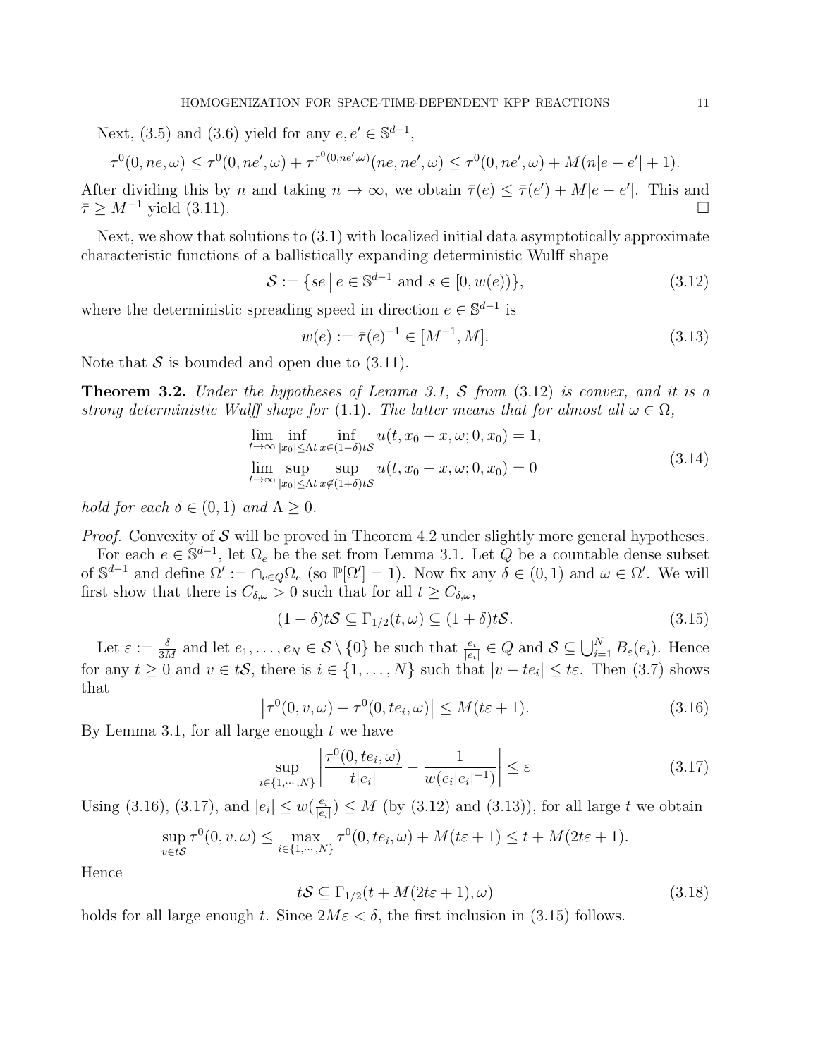Next, (3.5) and (3.6) yield for any $e, e' \in \mathbb{S}^{d-1}$,

$$\tau^0(0, ne, \omega) \le \tau^0(0, ne', \omega) + \tau^{\tau^0(0,ne',\omega)}(ne, ne', \omega) \le \tau^0(0, ne', \omega) + M(n|e - e'| + 1).$$

After dividing this by $n$ and taking $n \to \infty$, we obtain $\bar{\tau}(e) \le \bar{\tau}(e') + M|e - e'|$. This and $\bar{\tau} \ge M^{-1}$ yield (3.11). $\square$

Next, we show that solutions to (3.1) with localized initial data asymptotically approximate characteristic functions of a ballistically expanding deterministic Wulff shape

$$\mathcal{S} := \{se \,|\, e \in \mathbb{S}^{d-1} \text{ and } s \in [0, w(e))\}, \tag{3.12}$$

where the deterministic spreading speed in direction $e \in \mathbb{S}^{d-1}$ is

$$w(e) := \bar{\tau}(e)^{-1} \in [M^{-1}, M]. \tag{3.13}$$

Note that $\mathcal{S}$ is bounded and open due to (3.11).

**Theorem 3.2.** *Under the hypotheses of Lemma 3.1, $\mathcal{S}$ from* (3.12) *is convex, and it is a strong deterministic Wulff shape for* (1.1). *The latter means that for almost all $\omega \in \Omega$,*

$$\begin{aligned}
&\lim_{t\to\infty} \inf_{|x_0|\le \Lambda t} \inf_{x\in(1-\delta)t\mathcal{S}} u(t, x_0 + x, \omega; 0, x_0) = 1, \\
&\lim_{t\to\infty} \sup_{|x_0|\le \Lambda t} \sup_{x\notin(1+\delta)t\mathcal{S}} u(t, x_0 + x, \omega; 0, x_0) = 0
\end{aligned} \tag{3.14}$$

*hold for each $\delta \in (0, 1)$ and $\Lambda \ge 0$.*

*Proof.* Convexity of $\mathcal{S}$ will be proved in Theorem 4.2 under slightly more general hypotheses.

For each $e \in \mathbb{S}^{d-1}$, let $\Omega_e$ be the set from Lemma 3.1. Let $Q$ be a countable dense subset of $\mathbb{S}^{d-1}$ and define $\Omega' := \cap_{e\in Q}\Omega_e$ (so $\mathbb{P}[\Omega'] = 1$). Now fix any $\delta \in (0, 1)$ and $\omega \in \Omega'$. We will first show that there is $C_{\delta,\omega} > 0$ such that for all $t \ge C_{\delta,\omega}$,

$$(1 - \delta)t\mathcal{S} \subseteq \Gamma_{1/2}(t, \omega) \subseteq (1 + \delta)t\mathcal{S}. \tag{3.15}$$

Let $\varepsilon := \frac{\delta}{3M}$ and let $e_1, \ldots, e_N \in \mathcal{S} \setminus \{0\}$ be such that $\frac{e_i}{|e_i|} \in Q$ and $\mathcal{S} \subseteq \bigcup_{i=1}^N B_\varepsilon(e_i)$. Hence for any $t \ge 0$ and $v \in t\mathcal{S}$, there is $i \in \{1, \ldots, N\}$ such that $|v - te_i| \le t\varepsilon$. Then (3.7) shows that

$$\left|\tau^0(0, v, \omega) - \tau^0(0, te_i, \omega)\right| \le M(t\varepsilon + 1). \tag{3.16}$$

By Lemma 3.1, for all large enough $t$ we have

$$\sup_{i\in\{1,\cdots,N\}} \left| \frac{\tau^0(0, te_i, \omega)}{t|e_i|} - \frac{1}{w(e_i|e_i|^{-1})} \right| \le \varepsilon \tag{3.17}$$

Using (3.16), (3.17), and $|e_i| \le w(\frac{e_i}{|e_i|}) \le M$ (by (3.12) and (3.13)), for all large $t$ we obtain

$$\sup_{v\in t\mathcal{S}} \tau^0(0, v, \omega) \le \max_{i\in\{1,\cdots,N\}} \tau^0(0, te_i, \omega) + M(t\varepsilon + 1) \le t + M(2t\varepsilon + 1).$$

Hence

$$t\mathcal{S} \subseteq \Gamma_{1/2}(t + M(2t\varepsilon + 1), \omega) \tag{3.18}$$

holds for all large enough $t$. Since $2M\varepsilon < \delta$, the first inclusion in (3.15) follows.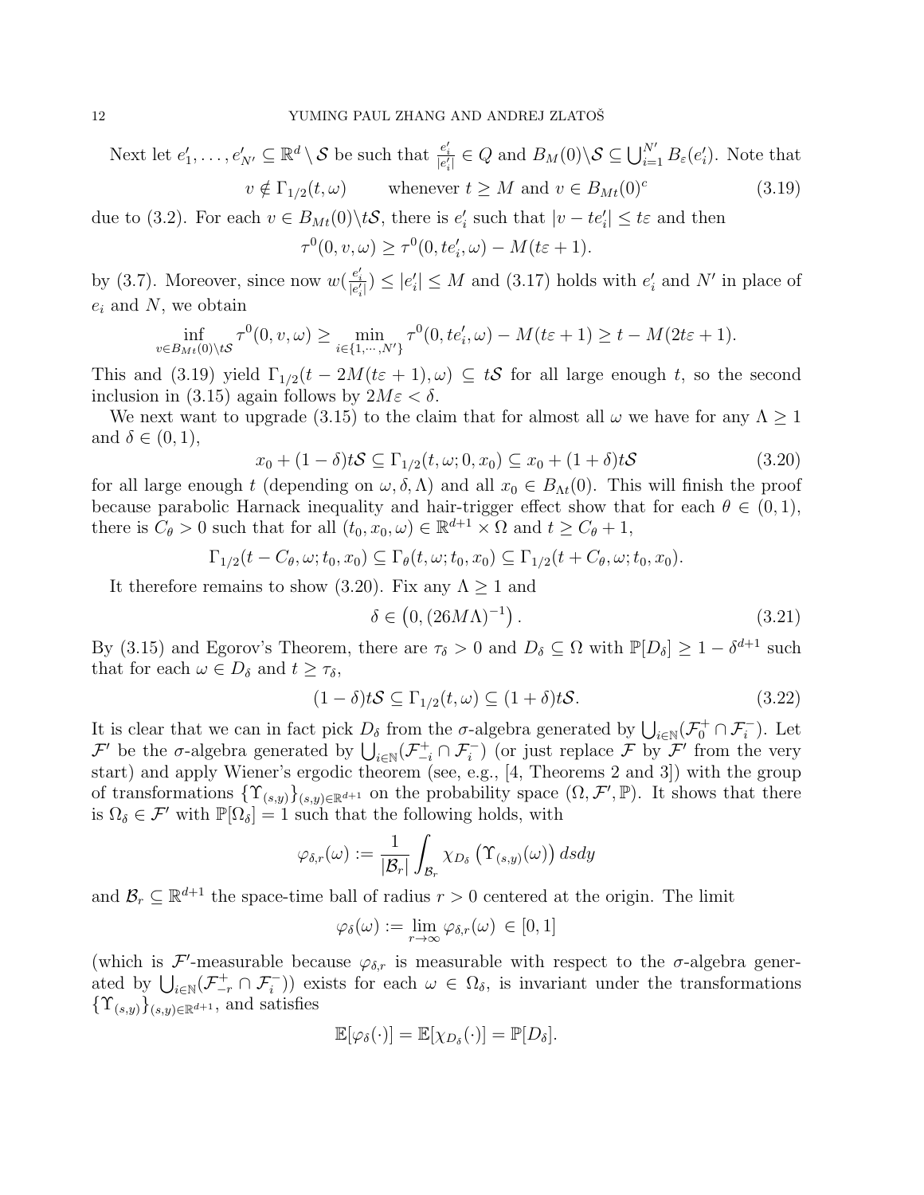Next let $e'_1, \dots, e'_{N'} \subseteq \mathbb{R}^d \setminus \mathcal{S}$ be such that $\frac{e'_i}{|e'_i|} \in Q$ and $B_M(0)\backslash\mathcal{S} \subseteq \bigcup_{i=1}^{N'} B_\varepsilon(e'_i)$. Note that

$$v \notin \Gamma_{1/2}(t,\omega) \qquad \text{whenever } t \geq M \text{ and } v \in B_{Mt}(0)^c \tag{3.19}$$

due to (3.2). For each $v \in B_{Mt}(0)\backslash t\mathcal{S}$, there is $e'_i$ such that $|v - te'_i| \leq t\varepsilon$ and then

$$\tau^0(0,v,\omega) \geq \tau^0(0,te'_i,\omega) - M(t\varepsilon + 1).$$

by (3.7). Moreover, since now $w(\frac{e'_i}{|e'_i|}) \leq |e'_i| \leq M$ and (3.17) holds with $e'_i$ and $N'$ in place of $e_i$ and $N$, we obtain

$$\inf_{v \in B_{Mt}(0)\backslash t\mathcal{S}} \tau^0(0,v,\omega) \geq \min_{i \in \{1,\cdots,N'\}} \tau^0(0,te'_i,\omega) - M(t\varepsilon+1) \geq t - M(2t\varepsilon + 1).$$

This and (3.19) yield $\Gamma_{1/2}(t - 2M(t\varepsilon+1),\omega) \subseteq t\mathcal{S}$ for all large enough $t$, so the second inclusion in (3.15) again follows by $2M\varepsilon < \delta$.

We next want to upgrade (3.15) to the claim that for almost all $\omega$ we have for any $\Lambda \geq 1$ and $\delta \in (0,1)$,

$$x_0 + (1-\delta)t\mathcal{S} \subseteq \Gamma_{1/2}(t,\omega;0,x_0) \subseteq x_0 + (1+\delta)t\mathcal{S} \tag{3.20}$$

for all large enough $t$ (depending on $\omega, \delta, \Lambda$) and all $x_0 \in B_{\Lambda t}(0)$. This will finish the proof because parabolic Harnack inequality and hair-trigger effect show that for each $\theta \in (0,1)$, there is $C_\theta > 0$ such that for all $(t_0,x_0,\omega) \in \mathbb{R}^{d+1} \times \Omega$ and $t \geq C_\theta + 1$,

$$\Gamma_{1/2}(t - C_\theta,\omega;t_0,x_0) \subseteq \Gamma_\theta(t,\omega;t_0,x_0) \subseteq \Gamma_{1/2}(t + C_\theta,\omega;t_0,x_0).$$

It therefore remains to show (3.20). Fix any $\Lambda \geq 1$ and

$$\delta \in \left(0,(26M\Lambda)^{-1}\right). \tag{3.21}$$

By (3.15) and Egorov's Theorem, there are $\tau_\delta > 0$ and $D_\delta \subseteq \Omega$ with $\mathbb{P}[D_\delta] \geq 1 - \delta^{d+1}$ such that for each $\omega \in D_\delta$ and $t \geq \tau_\delta$,

$$(1-\delta)t\mathcal{S} \subseteq \Gamma_{1/2}(t,\omega) \subseteq (1+\delta)t\mathcal{S}. \tag{3.22}$$

It is clear that we can in fact pick $D_\delta$ from the $\sigma$-algebra generated by $\bigcup_{i\in\mathbb{N}}(\mathcal{F}_0^+ \cap \mathcal{F}_i^-)$. Let $\mathcal{F}'$ be the $\sigma$-algebra generated by $\bigcup_{i\in\mathbb{N}}(\mathcal{F}_{-i}^+ \cap \mathcal{F}_i^-)$ (or just replace $\mathcal{F}$ by $\mathcal{F}'$ from the very start) and apply Wiener's ergodic theorem (see, e.g., [4, Theorems 2 and 3]) with the group of transformations $\{\Upsilon_{(s,y)}\}_{(s,y)\in\mathbb{R}^{d+1}}$ on the probability space $(\Omega,\mathcal{F}',\mathbb{P})$. It shows that there is $\Omega_\delta \in \mathcal{F}'$ with $\mathbb{P}[\Omega_\delta] = 1$ such that the following holds, with

$$\varphi_{\delta,r}(\omega) := \frac{1}{|\mathcal{B}_r|}\int_{\mathcal{B}_r} \chi_{D_\delta}\left(\Upsilon_{(s,y)}(\omega)\right) dsdy$$

and $\mathcal{B}_r \subseteq \mathbb{R}^{d+1}$ the space-time ball of radius $r > 0$ centered at the origin. The limit

$$\varphi_\delta(\omega) := \lim_{r\to\infty} \varphi_{\delta,r}(\omega) \in [0,1]$$

(which is $\mathcal{F}'$-measurable because $\varphi_{\delta,r}$ is measurable with respect to the $\sigma$-algebra generated by $\bigcup_{i\in\mathbb{N}}(\mathcal{F}_{-r}^+ \cap \mathcal{F}_i^-)$) exists for each $\omega \in \Omega_\delta$, is invariant under the transformations $\{\Upsilon_{(s,y)}\}_{(s,y)\in\mathbb{R}^{d+1}}$, and satisfies

$$\mathbb{E}[\varphi_\delta(\cdot)] = \mathbb{E}[\chi_{D_\delta}(\cdot)] = \mathbb{P}[D_\delta].$$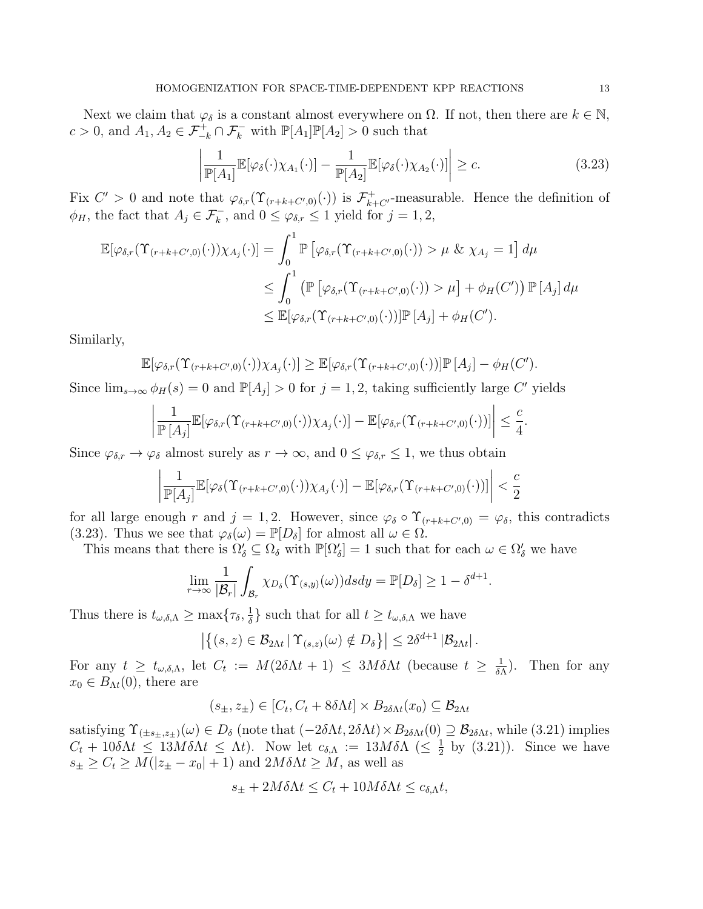Next we claim that $\varphi_\delta$ is a constant almost everywhere on $\Omega$. If not, then there are $k \in \mathbb{N}$, $c > 0$, and $A_1, A_2 \in \mathcal{F}^+_{-k} \cap \mathcal{F}^-_k$ with $\mathbb{P}[A_1]\mathbb{P}[A_2] > 0$ such that

$$\left| \frac{1}{\mathbb{P}[A_1]} \mathbb{E}[\varphi_\delta(\cdot)\chi_{A_1}(\cdot)] - \frac{1}{\mathbb{P}[A_2]} \mathbb{E}[\varphi_\delta(\cdot)\chi_{A_2}(\cdot)] \right| \geq c. \tag{3.23}$$

Fix $C' > 0$ and note that $\varphi_{\delta,r}(\Upsilon_{(r+k+C',0)}(\cdot))$ is $\mathcal{F}^+_{k+C'}$-measurable. Hence the definition of $\phi_H$, the fact that $A_j \in \mathcal{F}^-_k$, and $0 \leq \varphi_{\delta,r} \leq 1$ yield for $j = 1, 2$,

$$\begin{aligned}
\mathbb{E}[\varphi_{\delta,r}(\Upsilon_{(r+k+C',0)}(\cdot))\chi_{A_j}(\cdot)] &= \int_0^1 \mathbb{P}\left[\varphi_{\delta,r}(\Upsilon_{(r+k+C',0)}(\cdot)) > \mu \;\&\; \chi_{A_j} = 1\right] d\mu \\
&\leq \int_0^1 \left( \mathbb{P}\left[\varphi_{\delta,r}(\Upsilon_{(r+k+C',0)}(\cdot)) > \mu\right] + \phi_H(C') \right) \mathbb{P}\left[A_j\right] d\mu \\
&\leq \mathbb{E}[\varphi_{\delta,r}(\Upsilon_{(r+k+C',0)}(\cdot))]\mathbb{P}\left[A_j\right] + \phi_H(C').
\end{aligned}$$

Similarly,

$$\mathbb{E}[\varphi_{\delta,r}(\Upsilon_{(r+k+C',0)}(\cdot))\chi_{A_j}(\cdot)] \geq \mathbb{E}[\varphi_{\delta,r}(\Upsilon_{(r+k+C',0)}(\cdot))]\mathbb{P}\left[A_j\right] - \phi_H(C').$$

Since $\lim_{s\to\infty} \phi_H(s) = 0$ and $\mathbb{P}[A_j] > 0$ for $j = 1, 2$, taking sufficiently large $C'$ yields

$$\left| \frac{1}{\mathbb{P}\left[A_j\right]} \mathbb{E}[\varphi_{\delta,r}(\Upsilon_{(r+k+C',0)}(\cdot))\chi_{A_j}(\cdot)] - \mathbb{E}[\varphi_{\delta,r}(\Upsilon_{(r+k+C',0)}(\cdot))] \right| \leq \frac{c}{4}.$$

Since $\varphi_{\delta,r} \to \varphi_\delta$ almost surely as $r \to \infty$, and $0 \leq \varphi_{\delta,r} \leq 1$, we thus obtain

$$\left| \frac{1}{\mathbb{P}[A_j]} \mathbb{E}[\varphi_\delta(\Upsilon_{(r+k+C',0)}(\cdot))\chi_{A_j}(\cdot)] - \mathbb{E}[\varphi_{\delta,r}(\Upsilon_{(r+k+C',0)}(\cdot))] \right| < \frac{c}{2}$$

for all large enough $r$ and $j = 1, 2$. However, since $\varphi_\delta \circ \Upsilon_{(r+k+C',0)} = \varphi_\delta$, this contradicts (3.23). Thus we see that $\varphi_\delta(\omega) = \mathbb{P}[D_\delta]$ for almost all $\omega \in \Omega$.

This means that there is $\Omega'_\delta \subseteq \Omega_\delta$ with $\mathbb{P}[\Omega'_\delta] = 1$ such that for each $\omega \in \Omega'_\delta$ we have

$$\lim_{r\to\infty} \frac{1}{|\mathcal{B}_r|} \int_{\mathcal{B}_r} \chi_{D_\delta}(\Upsilon_{(s,y)}(\omega)) ds dy = \mathbb{P}[D_\delta] \geq 1 - \delta^{d+1}.$$

Thus there is $t_{\omega,\delta,\Lambda} \geq \max\{\tau_\delta, \frac{1}{\delta}\}$ such that for all $t \geq t_{\omega,\delta,\Lambda}$ we have

$$\left| \left\{ (s,z) \in \mathcal{B}_{2\Lambda t} \,|\, \Upsilon_{(s,z)}(\omega) \notin D_\delta \right\} \right| \leq 2\delta^{d+1} \left| \mathcal{B}_{2\Lambda t} \right|.$$

For any $t \geq t_{\omega,\delta,\Lambda}$, let $C_t := M(2\delta\Lambda t + 1) \leq 3M\delta\Lambda t$ (because $t \geq \frac{1}{\delta\Lambda}$). Then for any $x_0 \in B_{\Lambda t}(0)$, there are

$$(s_\pm, z_\pm) \in [C_t, C_t + 8\delta\Lambda t] \times B_{2\delta\Lambda t}(x_0) \subseteq \mathcal{B}_{2\Lambda t}$$

satisfying $\Upsilon_{(\pm s_\pm, z_\pm)}(\omega) \in D_\delta$ (note that $(-2\delta\Lambda t, 2\delta\Lambda t) \times B_{2\delta\Lambda t}(0) \supseteq \mathcal{B}_{2\delta\Lambda t}$, while (3.21) implies $C_t + 10\delta\Lambda t \leq 13M\delta\Lambda t \leq \Lambda t$). Now let $c_{\delta,\Lambda} := 13M\delta\Lambda$ ($\leq \frac{1}{2}$ by (3.21)). Since we have $s_\pm \geq C_t \geq M(|z_\pm - x_0| + 1)$ and $2M\delta\Lambda t \geq M$, as well as

$$s_\pm + 2M\delta\Lambda t \leq C_t + 10M\delta\Lambda t \leq c_{\delta,\Lambda} t,$$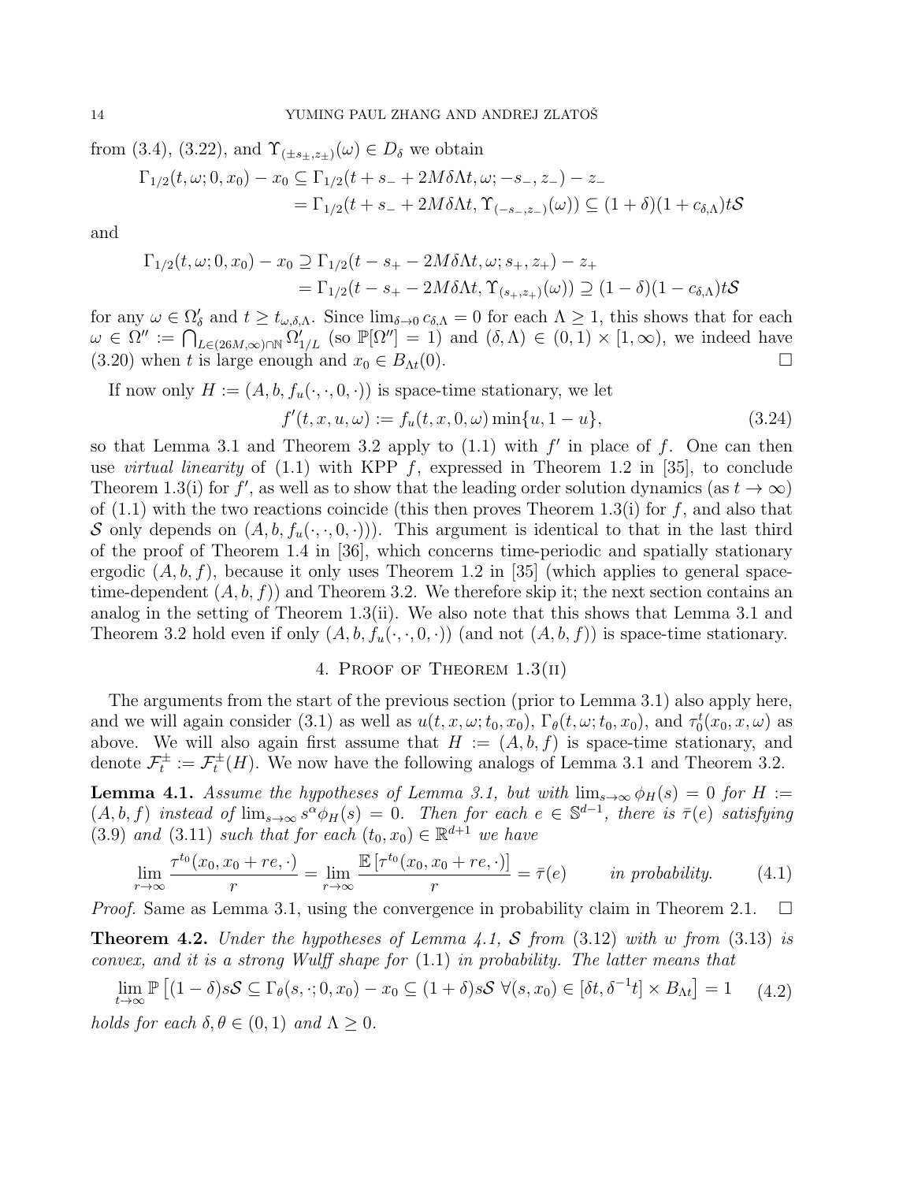from (3.4), (3.22), and $\Upsilon_{(\pm s_\pm, z_\pm)}(\omega) \in D_\delta$ we obtain

$$
\begin{aligned}
\Gamma_{1/2}(t,\omega;0,x_0) - x_0 &\subseteq \Gamma_{1/2}(t + s_- + 2M\delta\Lambda t, \omega; -s_-, z_-) - z_- \\
&= \Gamma_{1/2}(t + s_- + 2M\delta\Lambda t, \Upsilon_{(-s_-,z_-)}(\omega)) \subseteq (1+\delta)(1+c_{\delta,\Lambda})t\mathcal{S}
\end{aligned}
$$

and

$$
\begin{aligned}
\Gamma_{1/2}(t,\omega;0,x_0) - x_0 &\supseteq \Gamma_{1/2}(t - s_+ - 2M\delta\Lambda t, \omega; s_+, z_+) - z_+ \\
&= \Gamma_{1/2}(t - s_+ - 2M\delta\Lambda t, \Upsilon_{(s_+,z_+)}(\omega)) \supseteq (1-\delta)(1-c_{\delta,\Lambda})t\mathcal{S}
\end{aligned}
$$

for any $\omega \in \Omega'_\delta$ and $t \geq t_{\omega,\delta,\Lambda}$. Since $\lim_{\delta\to 0} c_{\delta,\Lambda} = 0$ for each $\Lambda \geq 1$, this shows that for each $\omega \in \Omega'' := \bigcap_{L\in(26M,\infty)\cap\mathbb{N}} \Omega'_{1/L}$ (so $\mathbb{P}[\Omega''] = 1$) and $(\delta,\Lambda) \in (0,1)\times[1,\infty)$, we indeed have (3.20) when $t$ is large enough and $x_0 \in B_{\Lambda t}(0)$. $\square$

If now only $H := (A, b, f_u(\cdot,\cdot,0,\cdot))$ is space-time stationary, we let

$$
f'(t,x,u,\omega) := f_u(t,x,0,\omega)\min\{u, 1-u\}, \tag{3.24}
$$

so that Lemma 3.1 and Theorem 3.2 apply to (1.1) with $f'$ in place of $f$. One can then use *virtual linearity* of (1.1) with KPP $f$, expressed in Theorem 1.2 in [35], to conclude Theorem 1.3(i) for $f'$, as well as to show that the leading order solution dynamics (as $t\to\infty$) of (1.1) with the two reactions coincide (this then proves Theorem 1.3(i) for $f$, and also that $\mathcal{S}$ only depends on $(A, b, f_u(\cdot,\cdot,0,\cdot))$). This argument is identical to that in the last third of the proof of Theorem 1.4 in [36], which concerns time-periodic and spatially stationary ergodic $(A,b,f)$, because it only uses Theorem 1.2 in [35] (which applies to general space-time-dependent $(A,b,f)$) and Theorem 3.2. We therefore skip it; the next section contains an analog in the setting of Theorem 1.3(ii). We also note that this shows that Lemma 3.1 and Theorem 3.2 hold even if only $(A, b, f_u(\cdot,\cdot,0,\cdot))$ (and not $(A,b,f)$) is space-time stationary.

## 4. Proof of Theorem 1.3(ii)

The arguments from the start of the previous section (prior to Lemma 3.1) also apply here, and we will again consider (3.1) as well as $u(t,x,\omega;t_0,x_0)$, $\Gamma_\theta(t,\omega;t_0,x_0)$, and $\tau_0^t(x_0,x,\omega)$ as above. We will also again first assume that $H := (A,b,f)$ is space-time stationary, and denote $\mathcal{F}_t^\pm := \mathcal{F}_t^\pm(H)$. We now have the following analogs of Lemma 3.1 and Theorem 3.2.

**Lemma 4.1.** *Assume the hypotheses of Lemma 3.1, but with $\lim_{s\to\infty}\phi_H(s) = 0$ for $H := (A,b,f)$ instead of $\lim_{s\to\infty} s^\alpha\phi_H(s) = 0$. Then for each $e \in \mathbb{S}^{d-1}$, there is $\bar\tau(e)$ satisfying (3.9) and (3.11) such that for each $(t_0,x_0) \in \mathbb{R}^{d+1}$ we have*

$$
\lim_{r\to\infty} \frac{\tau^{t_0}(x_0, x_0+re,\cdot)}{r} = \lim_{r\to\infty} \frac{\mathbb{E}\left[\tau^{t_0}(x_0,x_0+re,\cdot)\right]}{r} = \bar\tau(e) \qquad \textit{in probability.} \tag{4.1}
$$

*Proof.* Same as Lemma 3.1, using the convergence in probability claim in Theorem 2.1. $\square$

**Theorem 4.2.** *Under the hypotheses of Lemma 4.1, $\mathcal{S}$ from (3.12) with $w$ from (3.13) is convex, and it is a strong Wulff shape for (1.1) in probability. The latter means that*

$$
\lim_{t\to\infty} \mathbb{P}\left[(1-\delta)s\mathcal{S} \subseteq \Gamma_\theta(s,\cdot;0,x_0) - x_0 \subseteq (1+\delta)s\mathcal{S}\ \forall (s,x_0) \in [\delta t, \delta^{-1}t]\times B_{\Lambda t}\right] = 1 \tag{4.2}
$$

*holds for each $\delta,\theta \in (0,1)$ and $\Lambda \geq 0$.*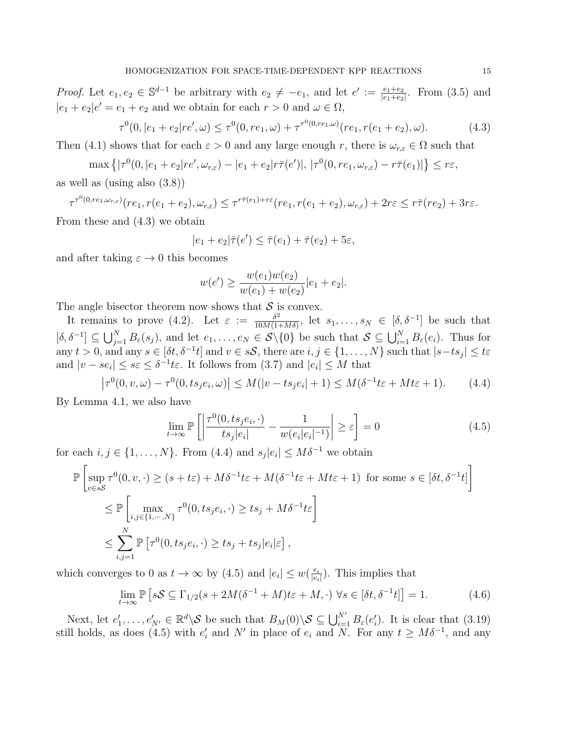*Proof.* Let $e_1, e_2 \in \mathbb{S}^{d-1}$ be arbitrary with $e_2 \neq -e_1$, and let $e' := \frac{e_1+e_2}{|e_1+e_2|}$. From (3.5) and $|e_1+e_2|e' = e_1+e_2$ and we obtain for each $r>0$ and $\omega \in \Omega$,

$$\tau^0(0, |e_1+e_2|re', \omega) \leq \tau^0(0, re_1, \omega) + \tau^{\tau^0(0,re_1,\omega)}(re_1, r(e_1+e_2), \omega). \tag{4.3}$$

Then (4.1) shows that for each $\varepsilon > 0$ and any large enough $r$, there is $\omega_{r,\varepsilon} \in \Omega$ such that

$$\max\left\{|\tau^0(0, |e_1+e_2|re', \omega_{r,\varepsilon}) - |e_1+e_2|r\bar{\tau}(e')|,\ |\tau^0(0, re_1, \omega_{r,\varepsilon}) - r\bar{\tau}(e_1)|\right\} \leq r\varepsilon,$$

as well as (using also (3.8))

$$\tau^{\tau^0(0,re_1,\omega_{r,\varepsilon})}(re_1, r(e_1+e_2), \omega_{r,\varepsilon}) \leq \tau^{r\bar{\tau}(e_1)+r\varepsilon}(re_1, r(e_1+e_2), \omega_{r,\varepsilon}) + 2r\varepsilon \leq r\bar{\tau}(re_2) + 3r\varepsilon.$$

From these and (4.3) we obtain

$$|e_1+e_2|\bar{\tau}(e') \leq \bar{\tau}(e_1) + \bar{\tau}(e_2) + 5\varepsilon,$$

and after taking $\varepsilon \to 0$ this becomes

$$w(e') \geq \frac{w(e_1)w(e_2)}{w(e_1)+w(e_2)}|e_1+e_2|.$$

The angle bisector theorem now shows that $\mathcal{S}$ is convex.

It remains to prove (4.2). Let $\varepsilon := \frac{\delta^2}{10M(1+M\delta)}$, let $s_1, \dots, s_N \in [\delta, \delta^{-1}]$ be such that $[\delta, \delta^{-1}] \subseteq \bigcup_{j=1}^N B_\varepsilon(s_j)$, and let $e_1, \dots, e_N \in \mathcal{S}\backslash\{0\}$ be such that $\mathcal{S} \subseteq \bigcup_{i=1}^N B_\varepsilon(e_i)$. Thus for any $t>0$, and any $s \in [\delta t, \delta^{-1}t]$ and $v \in s\mathcal{S}$, there are $i,j \in \{1,\dots,N\}$ such that $|s - ts_j| \leq t\varepsilon$ and $|v - se_i| \leq s\varepsilon \leq \delta^{-1}t\varepsilon$. It follows from (3.7) and $|e_i| \leq M$ that

$$\left|\tau^0(0,v,\omega) - \tau^0(0, ts_je_i, \omega)\right| \leq M(|v - ts_je_i| + 1) \leq M(\delta^{-1}t\varepsilon + Mt\varepsilon + 1). \tag{4.4}$$

By Lemma 4.1, we also have

$$\lim_{t\to\infty} \mathbb{P}\left[\left|\frac{\tau^0(0, ts_je_i, \cdot)}{ts_j|e_i|} - \frac{1}{w(e_i|e_i|^{-1})}\right| \geq \varepsilon\right] = 0 \tag{4.5}$$

for each $i,j \in \{1,\dots,N\}$. From (4.4) and $s_j|e_i| \leq M\delta^{-1}$ we obtain

$$\begin{aligned}
&\mathbb{P}\left[\sup_{v\in s\mathcal{S}} \tau^0(0,v,\cdot) \geq (s+t\varepsilon) + M\delta^{-1}t\varepsilon + M(\delta^{-1}t\varepsilon + Mt\varepsilon + 1) \text{ for some } s \in [\delta t, \delta^{-1}t]\right] \\
&\quad \leq \mathbb{P}\left[\max_{i,j\in\{1,\cdots,N\}} \tau^0(0, ts_je_i, \cdot) \geq ts_j + M\delta^{-1}t\varepsilon\right] \\
&\quad \leq \sum_{i,j=1}^N \mathbb{P}\left[\tau^0(0, ts_je_i, \cdot) \geq ts_j + ts_j|e_i|\varepsilon\right],
\end{aligned}$$

which converges to 0 as $t \to \infty$ by (4.5) and $|e_i| \leq w(\frac{e_i}{|e_i|})$. This implies that

$$\lim_{t\to\infty} \mathbb{P}\left[s\mathcal{S} \subseteq \Gamma_{1/2}(s + 2M(\delta^{-1}+M)t\varepsilon + M, \cdot)\ \forall s \in [\delta t, \delta^{-1}t]\right] = 1. \tag{4.6}$$

Next, let $e'_1, \dots, e'_{N'} \in \mathbb{R}^d\backslash\mathcal{S}$ be such that $B_M(0)\backslash\mathcal{S} \subseteq \bigcup_{i=1}^{N'} B_\varepsilon(e'_i)$. It is clear that (3.19) still holds, as does (4.5) with $e'_i$ and $N'$ in place of $e_i$ and $N$. For any $t \geq M\delta^{-1}$, and any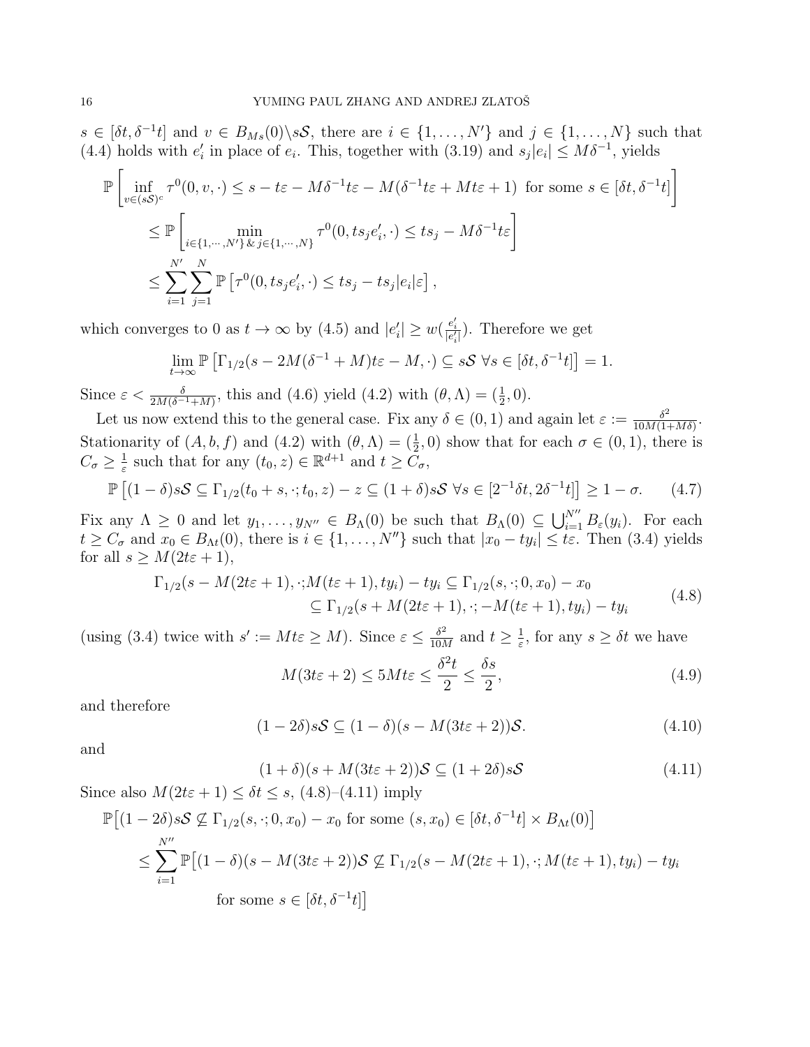$s \in [\delta t, \delta^{-1} t]$ and $v \in B_{Ms}(0) \backslash s\mathcal{S}$, there are $i \in \{1, \dots, N'\}$ and $j \in \{1, \dots, N\}$ such that (4.4) holds with $e_i'$ in place of $e_i$. This, together with (3.19) and $s_j |e_i| \le M\delta^{-1}$, yields

$$
\begin{aligned}
\mathbb{P}\left[ \inf_{v \in (s\mathcal{S})^c} \tau^0(0, v, \cdot) \le s - t\varepsilon - M\delta^{-1}t\varepsilon - M(\delta^{-1}t\varepsilon + Mt\varepsilon + 1) \text{ for some } s \in [\delta t, \delta^{-1} t] \right] \\
\le \mathbb{P}\left[ \min_{i \in \{1, \cdots, N'\} \,\&\, j \in \{1, \cdots, N\}} \tau^0(0, ts_j e_i', \cdot) \le ts_j - M\delta^{-1} t\varepsilon \right] \\
\le \sum_{i=1}^{N'} \sum_{j=1}^{N} \mathbb{P}\left[ \tau^0(0, ts_j e_i', \cdot) \le ts_j - ts_j |e_i| \varepsilon \right],
\end{aligned}
$$

which converges to 0 as $t \to \infty$ by (4.5) and $|e_i'| \ge w(\frac{e_i'}{|e_i'|})$. Therefore we get

$$
\lim_{t \to \infty} \mathbb{P}\left[ \Gamma_{1/2}(s - 2M(\delta^{-1} + M)t\varepsilon - M, \cdot) \subseteq s\mathcal{S} \ \forall s \in [\delta t, \delta^{-1} t] \right] = 1.
$$

Since $\varepsilon < \frac{\delta}{2M(\delta^{-1} + M)}$, this and (4.6) yield (4.2) with $(\theta, \Lambda) = (\frac{1}{2}, 0)$.

Let us now extend this to the general case. Fix any $\delta \in (0, 1)$ and again let $\varepsilon := \frac{\delta^2}{10M(1 + M\delta)}$. Stationarity of $(A, b, f)$ and (4.2) with $(\theta, \Lambda) = (\frac{1}{2}, 0)$ show that for each $\sigma \in (0, 1)$, there is $C_\sigma \ge \frac{1}{\varepsilon}$ such that for any $(t_0, z) \in \mathbb{R}^{d+1}$ and $t \ge C_\sigma$,

$$
\mathbb{P}\left[ (1 - \delta)s\mathcal{S} \subseteq \Gamma_{1/2}(t_0 + s, \cdot; t_0, z) - z \subseteq (1 + \delta)s\mathcal{S} \ \forall s \in [2^{-1}\delta t, 2\delta^{-1} t] \right] \ge 1 - \sigma. \tag{4.7}
$$

Fix any $\Lambda \ge 0$ and let $y_1, \dots, y_{N''} \in B_\Lambda(0)$ be such that $B_\Lambda(0) \subseteq \bigcup_{i=1}^{N''} B_\varepsilon(y_i)$. For each $t \ge C_\sigma$ and $x_0 \in B_{\Lambda t}(0)$, there is $i \in \{1, \dots, N''\}$ such that $|x_0 - ty_i| \le t\varepsilon$. Then (3.4) yields for all $s \ge M(2t\varepsilon + 1)$,

$$
\begin{aligned}
\Gamma_{1/2}(s - M(2t\varepsilon + 1), \cdot; M(t\varepsilon + 1), ty_i) - ty_i &\subseteq \Gamma_{1/2}(s, \cdot; 0, x_0) - x_0 \\
&\subseteq \Gamma_{1/2}(s + M(2t\varepsilon + 1), \cdot; -M(t\varepsilon + 1), ty_i) - ty_i
\end{aligned} \tag{4.8}
$$

(using (3.4) twice with $s' := Mt\varepsilon \ge M$). Since $\varepsilon \le \frac{\delta^2}{10M}$ and $t \ge \frac{1}{\varepsilon}$, for any $s \ge \delta t$ we have

$$
M(3t\varepsilon + 2) \le 5Mt\varepsilon \le \frac{\delta^2 t}{2} \le \frac{\delta s}{2}, \tag{4.9}
$$

and therefore

$$
(1 - 2\delta)s\mathcal{S} \subseteq (1 - \delta)(s - M(3t\varepsilon + 2))\mathcal{S}. \tag{4.10}
$$

and

$$
(1 + \delta)(s + M(3t\varepsilon + 2))\mathcal{S} \subseteq (1 + 2\delta)s\mathcal{S} \tag{4.11}
$$

Since also $M(2t\varepsilon + 1) \le \delta t \le s$, (4.8)–(4.11) imply

$$
\begin{aligned}
&\mathbb{P}\big[ (1 - 2\delta)s\mathcal{S} \not\subseteq \Gamma_{1/2}(s, \cdot; 0, x_0) - x_0 \text{ for some } (s, x_0) \in [\delta t, \delta^{-1} t] \times B_{\Lambda t}(0) \big] \\
&\le \sum_{i=1}^{N''} \mathbb{P}\big[ (1 - \delta)(s - M(3t\varepsilon + 2))\mathcal{S} \not\subseteq \Gamma_{1/2}(s - M(2t\varepsilon + 1), \cdot; M(t\varepsilon + 1), ty_i) - ty_i \\
&\qquad \text{for some } s \in [\delta t, \delta^{-1} t] \big]
\end{aligned}
$$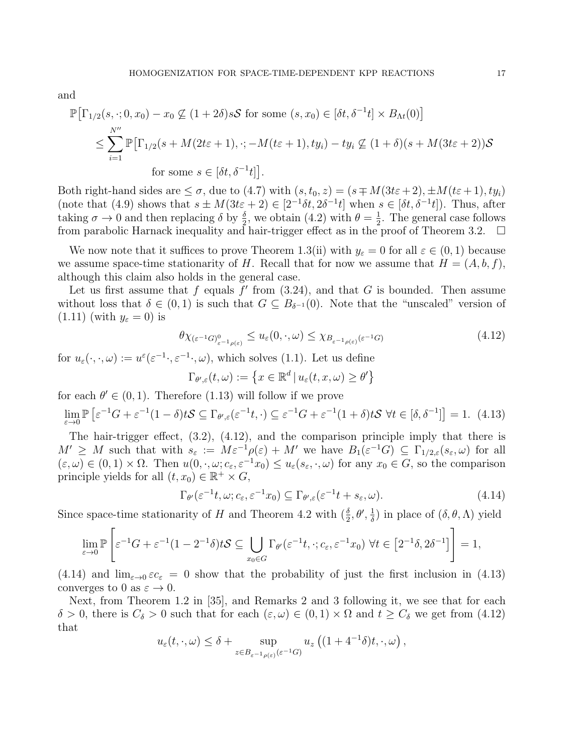and

$$
\begin{aligned}
&\mathbb{P}\big[\Gamma_{1/2}(s,\cdot;0,x_0)-x_0\not\subseteq(1+2\delta)s\mathcal{S}\text{ for some }(s,x_0)\in[\delta t,\delta^{-1}t]\times B_{\Lambda t}(0)\big]\\
&\quad\le\sum_{i=1}^{N''}\mathbb{P}\big[\Gamma_{1/2}(s+M(2t\varepsilon+1),\cdot;-M(t\varepsilon+1),ty_i)-ty_i\not\subseteq(1+\delta)(s+M(3t\varepsilon+2))\mathcal{S}\\
&\qquad\qquad\text{for some }s\in[\delta t,\delta^{-1}t]\big].
\end{aligned}
$$

Both right-hand sides are $\le\sigma$, due to (4.7) with $(s,t_0,z)=(s\mp M(3t\varepsilon+2),\pm M(t\varepsilon+1),ty_i)$ (note that (4.9) shows that $s\pm M(3t\varepsilon+2)\in[2^{-1}\delta t,2\delta^{-1}t]$ when $s\in[\delta t,\delta^{-1}t]$). Thus, after taking $\sigma\to0$ and then replacing $\delta$ by $\frac{\delta}{2}$, we obtain (4.2) with $\theta=\frac12$. The general case follows from parabolic Harnack inequality and hair-trigger effect as in the proof of Theorem 3.2. $\square$

We now note that it suffices to prove Theorem 1.3(ii) with $y_\varepsilon=0$ for all $\varepsilon\in(0,1)$ because we assume space-time stationarity of $H$. Recall that for now we assume that $H=(A,b,f)$, although this claim also holds in the general case.

Let us first assume that $f$ equals $f'$ from (3.24), and that $G$ is bounded. Then assume without loss that $\delta\in(0,1)$ is such that $G\subseteq B_{\delta^{-1}}(0)$. Note that the "unscaled" version of (1.11) (with $y_\varepsilon=0$) is

$$
\theta\chi_{(\varepsilon^{-1}G)^0_{\varepsilon^{-1}\rho(\varepsilon)}}\le u_\varepsilon(0,\cdot,\omega)\le\chi_{B_{\varepsilon^{-1}\rho(\varepsilon)}(\varepsilon^{-1}G)}\tag{4.12}
$$

for $u_\varepsilon(\cdot,\cdot,\omega):=u^\varepsilon(\varepsilon^{-1}\cdot,\varepsilon^{-1}\cdot,\omega)$, which solves (1.1). Let us define

$$
\Gamma_{\theta',\varepsilon}(t,\omega):=\left\{x\in\mathbb{R}^d\,|\,u_\varepsilon(t,x,\omega)\ge\theta'\right\}
$$

for each $\theta'\in(0,1)$. Therefore (1.13) will follow if we prove

$$
\lim_{\varepsilon\to0}\mathbb{P}\left[\varepsilon^{-1}G+\varepsilon^{-1}(1-\delta)t\mathcal{S}\subseteq\Gamma_{\theta',\varepsilon}(\varepsilon^{-1}t,\cdot)\subseteq\varepsilon^{-1}G+\varepsilon^{-1}(1+\delta)t\mathcal{S}\ \forall t\in[\delta,\delta^{-1}]\right]=1.\tag{4.13}
$$

The hair-trigger effect, (3.2), (4.12), and the comparison principle imply that there is $M'\ge M$ such that with $s_\varepsilon:=M\varepsilon^{-1}\rho(\varepsilon)+M'$ we have $B_1(\varepsilon^{-1}G)\subseteq\Gamma_{1/2,\varepsilon}(s_\varepsilon,\omega)$ for all $(\varepsilon,\omega)\in(0,1)\times\Omega$. Then $u(0,\cdot,\omega;c_\varepsilon,\varepsilon^{-1}x_0)\le u_\varepsilon(s_\varepsilon,\cdot,\omega)$ for any $x_0\in G$, so the comparison principle yields for all $(t,x_0)\in\mathbb{R}^+\times G$,

$$
\Gamma_{\theta'}(\varepsilon^{-1}t,\omega;c_\varepsilon,\varepsilon^{-1}x_0)\subseteq\Gamma_{\theta',\varepsilon}(\varepsilon^{-1}t+s_\varepsilon,\omega).\tag{4.14}
$$

Since space-time stationarity of $H$ and Theorem 4.2 with $(\frac{\delta}{2},\theta',\frac1\delta)$ in place of $(\delta,\theta,\Lambda)$ yield

$$
\lim_{\varepsilon\to0}\mathbb{P}\left[\varepsilon^{-1}G+\varepsilon^{-1}(1-2^{-1}\delta)t\mathcal{S}\subseteq\bigcup_{x_0\in G}\Gamma_{\theta'}(\varepsilon^{-1}t,\cdot;c_\varepsilon,\varepsilon^{-1}x_0)\ \forall t\in\left[2^{-1}\delta,2\delta^{-1}\right]\right]=1,
$$

(4.14) and $\lim_{\varepsilon\to0}\varepsilon c_\varepsilon=0$ show that the probability of just the first inclusion in (4.13) converges to 0 as $\varepsilon\to0$.

Next, from Theorem 1.2 in [35], and Remarks 2 and 3 following it, we see that for each $\delta>0$, there is $C_\delta>0$ such that for each $(\varepsilon,\omega)\in(0,1)\times\Omega$ and $t\ge C_\delta$ we get from (4.12) that

$$
u_\varepsilon(t,\cdot,\omega)\le\delta+\sup_{z\in B_{\varepsilon^{-1}\rho(\varepsilon)}(\varepsilon^{-1}G)}u_z\left((1+4^{-1}\delta)t,\cdot,\omega\right),
$$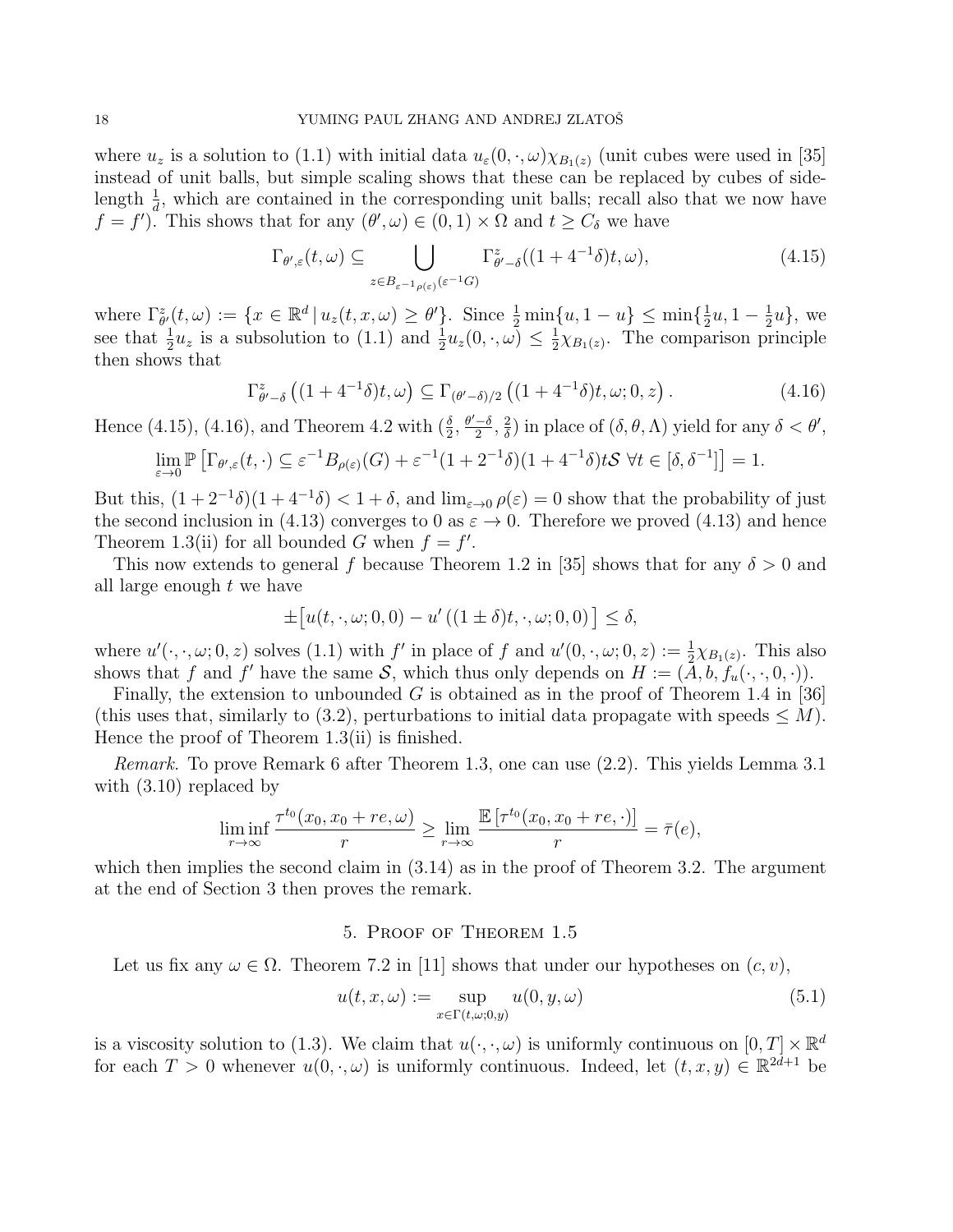where $u_z$ is a solution to (1.1) with initial data $u_\varepsilon(0,\cdot,\omega)\chi_{B_1(z)}$ (unit cubes were used in [35] instead of unit balls, but simple scaling shows that these can be replaced by cubes of side-length $\frac{1}{d}$, which are contained in the corresponding unit balls; recall also that we now have $f = f'$). This shows that for any $(\theta',\omega) \in (0,1)\times\Omega$ and $t \ge C_\delta$ we have

$$\Gamma_{\theta',\varepsilon}(t,\omega) \subseteq \bigcup_{z\in B_{\varepsilon^{-1}\rho(\varepsilon)}(\varepsilon^{-1}G)} \Gamma^z_{\theta'-\delta}((1+4^{-1}\delta)t,\omega), \tag{4.15}$$

where $\Gamma^z_{\theta'}(t,\omega) := \{x\in\mathbb{R}^d \,|\, u_z(t,x,\omega)\ge\theta'\}$. Since $\frac12\min\{u,1-u\}\le\min\{\frac12 u, 1-\frac12 u\}$, we see that $\frac12 u_z$ is a subsolution to (1.1) and $\frac12 u_z(0,\cdot,\omega)\le\frac12\chi_{B_1(z)}$. The comparison principle then shows that

$$\Gamma^z_{\theta'-\delta}\left((1+4^{-1}\delta)t,\omega\right) \subseteq \Gamma_{(\theta'-\delta)/2}\left((1+4^{-1}\delta)t,\omega;0,z\right). \tag{4.16}$$

Hence (4.15), (4.16), and Theorem 4.2 with $(\frac{\delta}{2},\frac{\theta'-\delta}{2},\frac{2}{\delta})$ in place of $(\delta,\theta,\Lambda)$ yield for any $\delta<\theta'$,

$$\lim_{\varepsilon\to0}\mathbb{P}\left[\Gamma_{\theta',\varepsilon}(t,\cdot)\subseteq\varepsilon^{-1}B_{\rho(\varepsilon)}(G)+\varepsilon^{-1}(1+2^{-1}\delta)(1+4^{-1}\delta)t\mathcal{S}\ \forall t\in[\delta,\delta^{-1}]\right]=1.$$

But this, $(1+2^{-1}\delta)(1+4^{-1}\delta)<1+\delta$, and $\lim_{\varepsilon\to0}\rho(\varepsilon)=0$ show that the probability of just the second inclusion in (4.13) converges to 0 as $\varepsilon\to0$. Therefore we proved (4.13) and hence Theorem 1.3(ii) for all bounded $G$ when $f=f'$.

This now extends to general $f$ because Theorem 1.2 in [35] shows that for any $\delta>0$ and all large enough $t$ we have

$$\pm\left[u(t,\cdot,\omega;0,0)-u'\left((1\pm\delta)t,\cdot,\omega;0,0\right)\right]\le\delta,$$

where $u'(\cdot,\cdot,\omega;0,z)$ solves (1.1) with $f'$ in place of $f$ and $u'(0,\cdot,\omega;0,z):=\frac12\chi_{B_1(z)}$. This also shows that $f$ and $f'$ have the same $\mathcal{S}$, which thus only depends on $H:=(A,b,f_u(\cdot,\cdot,0,\cdot))$.

Finally, the extension to unbounded $G$ is obtained as in the proof of Theorem 1.4 in [36] (this uses that, similarly to (3.2), perturbations to initial data propagate with speeds $\le M$). Hence the proof of Theorem 1.3(ii) is finished.

*Remark.* To prove Remark 6 after Theorem 1.3, one can use (2.2). This yields Lemma 3.1 with (3.10) replaced by

$$\liminf_{r\to\infty}\frac{\tau^{t_0}(x_0,x_0+re,\omega)}{r}\ge\lim_{r\to\infty}\frac{\mathbb{E}\left[\tau^{t_0}(x_0,x_0+re,\cdot)\right]}{r}=\bar\tau(e),$$

which then implies the second claim in (3.14) as in the proof of Theorem 3.2. The argument at the end of Section 3 then proves the remark.

## 5. Proof of Theorem 1.5

Let us fix any $\omega\in\Omega$. Theorem 7.2 in [11] shows that under our hypotheses on $(c,v)$,

$$u(t,x,\omega):=\sup_{x\in\Gamma(t,\omega;0,y)}u(0,y,\omega) \tag{5.1}$$

is a viscosity solution to (1.3). We claim that $u(\cdot,\cdot,\omega)$ is uniformly continuous on $[0,T]\times\mathbb{R}^d$ for each $T>0$ whenever $u(0,\cdot,\omega)$ is uniformly continuous. Indeed, let $(t,x,y)\in\mathbb{R}^{2d+1}$ be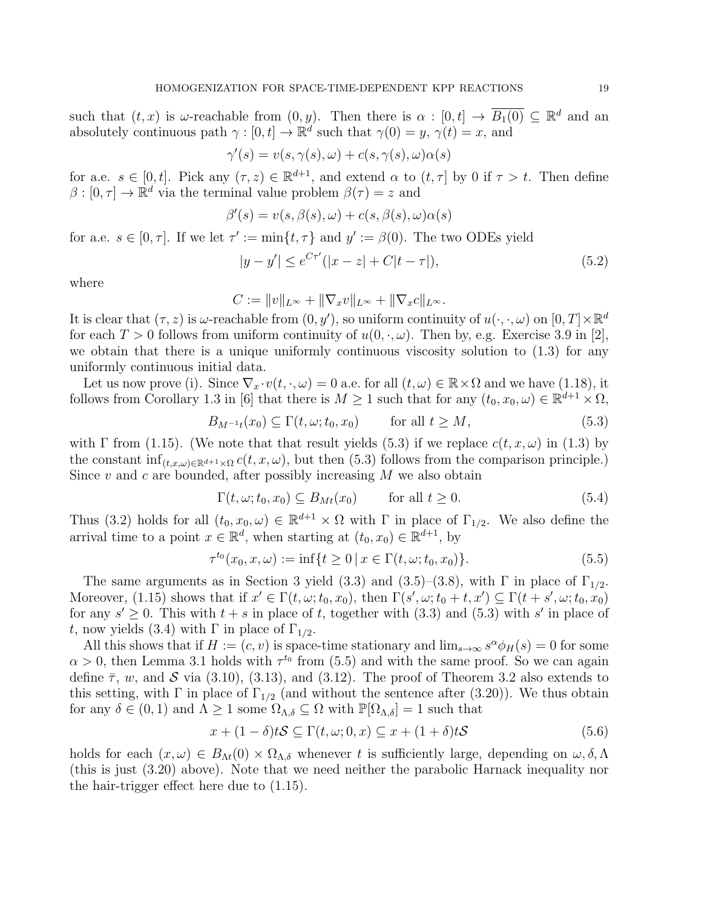such that $(t,x)$ is $\omega$-reachable from $(0,y)$. Then there is $\alpha : [0,t] \to \overline{B_1(0)} \subseteq \mathbb{R}^d$ and an absolutely continuous path $\gamma : [0,t] \to \mathbb{R}^d$ such that $\gamma(0) = y$, $\gamma(t) = x$, and

$$\gamma'(s) = v(s, \gamma(s), \omega) + c(s, \gamma(s), \omega)\alpha(s)$$

for a.e. $s \in [0,t]$. Pick any $(\tau, z) \in \mathbb{R}^{d+1}$, and extend $\alpha$ to $(t, \tau]$ by 0 if $\tau > t$. Then define $\beta : [0,\tau] \to \mathbb{R}^d$ via the terminal value problem $\beta(\tau) = z$ and

$$\beta'(s) = v(s, \beta(s), \omega) + c(s, \beta(s), \omega)\alpha(s)$$

for a.e. $s \in [0, \tau]$. If we let $\tau' := \min\{t, \tau\}$ and $y' := \beta(0)$. The two ODEs yield

$$|y - y'| \le e^{C\tau'}(|x - z| + C|t - \tau|), \tag{5.2}$$

where

$$C := \|v\|_{L^\infty} + \|\nabla_x v\|_{L^\infty} + \|\nabla_x c\|_{L^\infty}.$$

It is clear that $(\tau, z)$ is $\omega$-reachable from $(0, y')$, so uniform continuity of $u(\cdot, \cdot, \omega)$ on $[0, T] \times \mathbb{R}^d$ for each $T > 0$ follows from uniform continuity of $u(0, \cdot, \omega)$. Then by, e.g. Exercise 3.9 in [2], we obtain that there is a unique uniformly continuous viscosity solution to (1.3) for any uniformly continuous initial data.

Let us now prove (i). Since $\nabla_x \cdot v(t, \cdot, \omega) = 0$ a.e. for all $(t, \omega) \in \mathbb{R} \times \Omega$ and we have (1.18), it follows from Corollary 1.3 in [6] that there is $M \ge 1$ such that for any $(t_0, x_0, \omega) \in \mathbb{R}^{d+1} \times \Omega$,

$$B_{M^{-1}t}(x_0) \subseteq \Gamma(t, \omega; t_0, x_0) \qquad \text{for all } t \ge M, \tag{5.3}$$

with $\Gamma$ from (1.15). (We note that that result yields (5.3) if we replace $c(t, x, \omega)$ in (1.3) by the constant $\inf_{(t,x,\omega) \in \mathbb{R}^{d+1} \times \Omega} c(t, x, \omega)$, but then (5.3) follows from the comparison principle.) Since $v$ and $c$ are bounded, after possibly increasing $M$ we also obtain

$$\Gamma(t, \omega; t_0, x_0) \subseteq B_{Mt}(x_0) \qquad \text{for all } t \ge 0. \tag{5.4}$$

Thus (3.2) holds for all $(t_0, x_0, \omega) \in \mathbb{R}^{d+1} \times \Omega$ with $\Gamma$ in place of $\Gamma_{1/2}$. We also define the arrival time to a point $x \in \mathbb{R}^d$, when starting at $(t_0, x_0) \in \mathbb{R}^{d+1}$, by

$$\tau^{t_0}(x_0, x, \omega) := \inf\{t \ge 0 \,|\, x \in \Gamma(t, \omega; t_0, x_0)\}. \tag{5.5}$$

The same arguments as in Section 3 yield (3.3) and (3.5)–(3.8), with $\Gamma$ in place of $\Gamma_{1/2}$. Moreover, (1.15) shows that if $x' \in \Gamma(t, \omega; t_0, x_0)$, then $\Gamma(s', \omega; t_0 + t, x') \subseteq \Gamma(t + s', \omega; t_0, x_0)$ for any $s' \ge 0$. This with $t + s$ in place of $t$, together with (3.3) and (5.3) with $s'$ in place of $t$, now yields (3.4) with $\Gamma$ in place of $\Gamma_{1/2}$.

All this shows that if $H := (c, v)$ is space-time stationary and $\lim_{s \to \infty} s^\alpha \phi_H(s) = 0$ for some $\alpha > 0$, then Lemma 3.1 holds with $\tau^{t_0}$ from (5.5) and with the same proof. So we can again define $\bar{\tau}$, $w$, and $\mathcal{S}$ via (3.10), (3.13), and (3.12). The proof of Theorem 3.2 also extends to this setting, with $\Gamma$ in place of $\Gamma_{1/2}$ (and without the sentence after (3.20)). We thus obtain for any $\delta \in (0, 1)$ and $\Lambda \ge 1$ some $\Omega_{\Lambda,\delta} \subseteq \Omega$ with $\mathbb{P}[\Omega_{\Lambda,\delta}] = 1$ such that

$$x + (1 - \delta)t\mathcal{S} \subseteq \Gamma(t, \omega; 0, x) \subseteq x + (1 + \delta)t\mathcal{S} \tag{5.6}$$

holds for each $(x, \omega) \in B_{\Lambda t}(0) \times \Omega_{\Lambda,\delta}$ whenever $t$ is sufficiently large, depending on $\omega, \delta, \Lambda$ (this is just (3.20) above). Note that we need neither the parabolic Harnack inequality nor the hair-trigger effect here due to (1.15).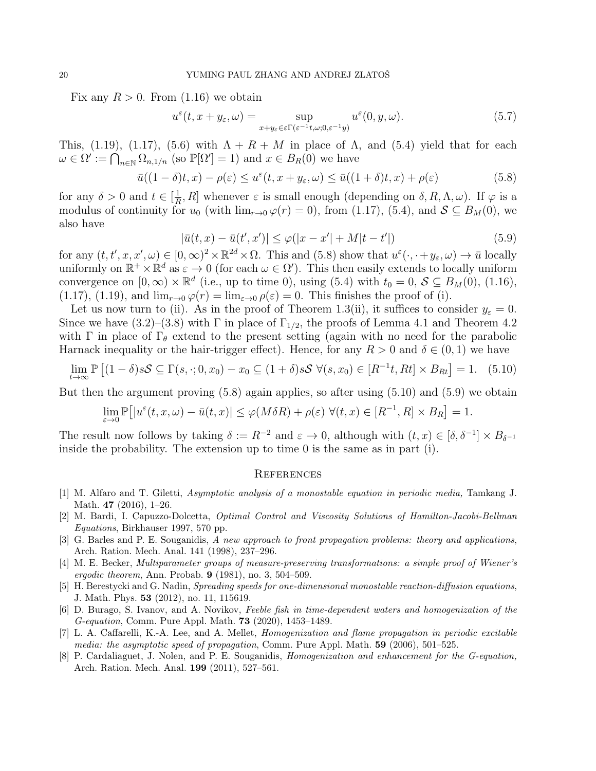Fix any $R > 0$. From (1.16) we obtain

$$u^\varepsilon(t, x + y_\varepsilon, \omega) = \sup_{x+y_\varepsilon \in \varepsilon\Gamma(\varepsilon^{-1}t, \omega; 0, \varepsilon^{-1}y)} u^\varepsilon(0, y, \omega). \tag{5.7}$$

This, (1.19), (1.17), (5.6) with $\Lambda + R + M$ in place of $\Lambda$, and (5.4) yield that for each $\omega \in \Omega' := \bigcap_{n\in\mathbb{N}} \Omega_{n,1/n}$ (so $\mathbb{P}[\Omega'] = 1$) and $x \in B_R(0)$ we have

$$\bar{u}((1-\delta)t, x) - \rho(\varepsilon) \le u^\varepsilon(t, x + y_\varepsilon, \omega) \le \bar{u}((1+\delta)t, x) + \rho(\varepsilon) \tag{5.8}$$

for any $\delta > 0$ and $t \in [\frac{1}{R}, R]$ whenever $\varepsilon$ is small enough (depending on $\delta, R, \Lambda, \omega$). If $\varphi$ is a modulus of continuity for $u_0$ (with $\lim_{r\to 0} \varphi(r) = 0$), from (1.17), (5.4), and $\mathcal{S} \subseteq B_M(0)$, we also have

$$|\bar{u}(t, x) - \bar{u}(t', x')| \le \varphi(|x - x'| + M|t - t'|) \tag{5.9}$$

for any $(t, t', x, x', \omega) \in [0, \infty)^2 \times \mathbb{R}^{2d} \times \Omega$. This and (5.8) show that $u^\varepsilon(\cdot, \cdot + y_\varepsilon, \omega) \to \bar{u}$ locally uniformly on $\mathbb{R}^+ \times \mathbb{R}^d$ as $\varepsilon \to 0$ (for each $\omega \in \Omega'$). This then easily extends to locally uniform convergence on $[0, \infty) \times \mathbb{R}^d$ (i.e., up to time 0), using (5.4) with $t_0 = 0$, $\mathcal{S} \subseteq B_M(0)$, (1.16), (1.17), (1.19), and $\lim_{r\to 0} \varphi(r) = \lim_{\varepsilon\to 0} \rho(\varepsilon) = 0$. This finishes the proof of (i).

Let us now turn to (ii). As in the proof of Theorem 1.3(ii), it suffices to consider $y_\varepsilon = 0$. Since we have (3.2)–(3.8) with $\Gamma$ in place of $\Gamma_{1/2}$, the proofs of Lemma 4.1 and Theorem 4.2 with $\Gamma$ in place of $\Gamma_\theta$ extend to the present setting (again with no need for the parabolic Harnack inequality or the hair-trigger effect). Hence, for any $R > 0$ and $\delta \in (0, 1)$ we have

$$\lim_{t\to\infty} \mathbb{P}\left[(1-\delta)s\mathcal{S} \subseteq \Gamma(s, \cdot; 0, x_0) - x_0 \subseteq (1+\delta)s\mathcal{S} \ \forall (s, x_0) \in [R^{-1}t, Rt] \times B_{Rt}\right] = 1. \tag{5.10}$$

But then the argument proving (5.8) again applies, so after using (5.10) and (5.9) we obtain

$$\lim_{\varepsilon\to 0} \mathbb{P}\left[|u^\varepsilon(t, x, \omega) - \bar{u}(t, x)| \le \varphi(M\delta R) + \rho(\varepsilon) \ \forall (t, x) \in [R^{-1}, R] \times B_R\right] = 1.$$

The result now follows by taking $\delta := R^{-2}$ and $\varepsilon \to 0$, although with $(t, x) \in [\delta, \delta^{-1}] \times B_{\delta^{-1}}$ inside the probability. The extension up to time 0 is the same as in part (i).

## References

[1] M. Alfaro and T. Giletti, *Asymptotic analysis of a monostable equation in periodic media,* Tamkang J. Math. **47** (2016), 1–26.

[2] M. Bardi, I. Capuzzo-Dolcetta, *Optimal Control and Viscosity Solutions of Hamilton-Jacobi-Bellman Equations*, Birkhauser 1997, 570 pp.

[3] G. Barles and P. E. Souganidis, *A new approach to front propagation problems: theory and applications*, Arch. Ration. Mech. Anal. 141 (1998), 237–296.

[4] M. E. Becker, *Multiparameter groups of measure-preserving transformations: a simple proof of Wiener's ergodic theorem*, Ann. Probab. **9** (1981), no. 3, 504–509.

[5] H. Berestycki and G. Nadin, *Spreading speeds for one-dimensional monostable reaction-diffusion equations*, J. Math. Phys. **53** (2012), no. 11, 115619.

[6] D. Burago, S. Ivanov, and A. Novikov, *Feeble fish in time-dependent waters and homogenization of the G-equation*, Comm. Pure Appl. Math. **73** (2020), 1453–1489.

[7] L. A. Caffarelli, K.-A. Lee, and A. Mellet, *Homogenization and flame propagation in periodic excitable media: the asymptotic speed of propagation*, Comm. Pure Appl. Math. **59** (2006), 501–525.

[8] P. Cardaliaguet, J. Nolen, and P. E. Souganidis, *Homogenization and enhancement for the G-equation,* Arch. Ration. Mech. Anal. **199** (2011), 527–561.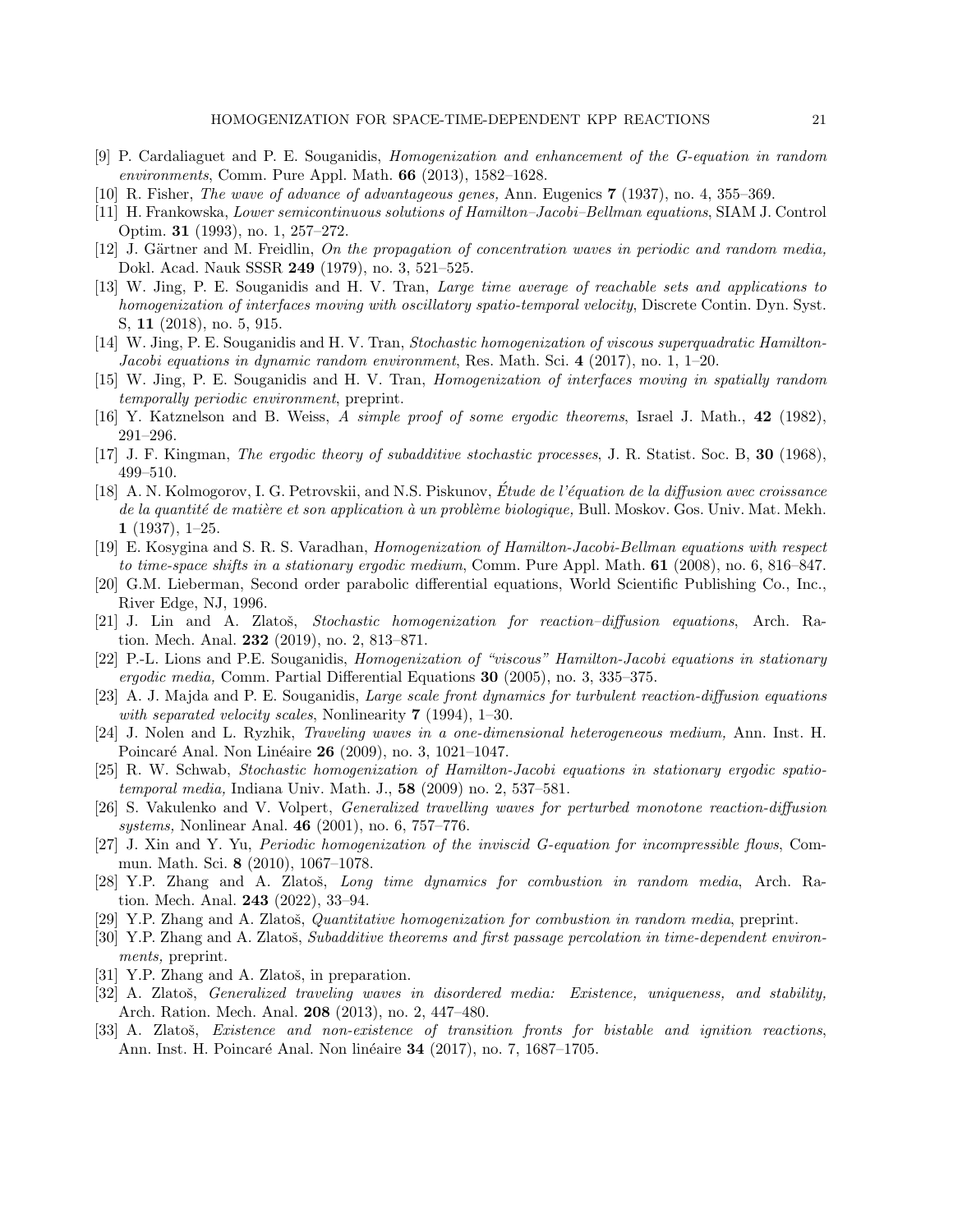[9] P. Cardaliaguet and P. E. Souganidis, *Homogenization and enhancement of the G-equation in random environments*, Comm. Pure Appl. Math. **66** (2013), 1582–1628.

[10] R. Fisher, *The wave of advance of advantageous genes,* Ann. Eugenics **7** (1937), no. 4, 355–369.

[11] H. Frankowska, *Lower semicontinuous solutions of Hamilton–Jacobi–Bellman equations*, SIAM J. Control Optim. **31** (1993), no. 1, 257–272.

[12] J. Gärtner and M. Freidlin, *On the propagation of concentration waves in periodic and random media,* Dokl. Acad. Nauk SSSR **249** (1979), no. 3, 521–525.

[13] W. Jing, P. E. Souganidis and H. V. Tran, *Large time average of reachable sets and applications to homogenization of interfaces moving with oscillatory spatio-temporal velocity*, Discrete Contin. Dyn. Syst. S, **11** (2018), no. 5, 915.

[14] W. Jing, P. E. Souganidis and H. V. Tran, *Stochastic homogenization of viscous superquadratic Hamilton-Jacobi equations in dynamic random environment*, Res. Math. Sci. **4** (2017), no. 1, 1–20.

[15] W. Jing, P. E. Souganidis and H. V. Tran, *Homogenization of interfaces moving in spatially random temporally periodic environment*, preprint.

[16] Y. Katznelson and B. Weiss, *A simple proof of some ergodic theorems*, Israel J. Math., **42** (1982), 291–296.

[17] J. F. Kingman, *The ergodic theory of subadditive stochastic processes*, J. R. Statist. Soc. B, **30** (1968), 499–510.

[18] A. N. Kolmogorov, I. G. Petrovskii, and N.S. Piskunov, *Étude de l'équation de la diffusion avec croissance de la quantité de matière et son application à un problème biologique,* Bull. Moskov. Gos. Univ. Mat. Mekh. **1** (1937), 1–25.

[19] E. Kosygina and S. R. S. Varadhan, *Homogenization of Hamilton-Jacobi-Bellman equations with respect to time-space shifts in a stationary ergodic medium*, Comm. Pure Appl. Math. **61** (2008), no. 6, 816–847.

[20] G.M. Lieberman, Second order parabolic differential equations, World Scientific Publishing Co., Inc., River Edge, NJ, 1996.

[21] J. Lin and A. Zlatoš, *Stochastic homogenization for reaction–diffusion equations*, Arch. Ration. Mech. Anal. **232** (2019), no. 2, 813–871.

[22] P.-L. Lions and P.E. Souganidis, *Homogenization of "viscous" Hamilton-Jacobi equations in stationary ergodic media,* Comm. Partial Differential Equations **30** (2005), no. 3, 335–375.

[23] A. J. Majda and P. E. Souganidis, *Large scale front dynamics for turbulent reaction-diffusion equations with separated velocity scales*, Nonlinearity **7** (1994), 1–30.

[24] J. Nolen and L. Ryzhik, *Traveling waves in a one-dimensional heterogeneous medium,* Ann. Inst. H. Poincaré Anal. Non Linéaire **26** (2009), no. 3, 1021–1047.

[25] R. W. Schwab, *Stochastic homogenization of Hamilton-Jacobi equations in stationary ergodic spatio-temporal media,* Indiana Univ. Math. J., **58** (2009) no. 2, 537–581.

[26] S. Vakulenko and V. Volpert, *Generalized travelling waves for perturbed monotone reaction-diffusion systems,* Nonlinear Anal. **46** (2001), no. 6, 757–776.

[27] J. Xin and Y. Yu, *Periodic homogenization of the inviscid G-equation for incompressible flows*, Commun. Math. Sci. **8** (2010), 1067–1078.

[28] Y.P. Zhang and A. Zlatoš, *Long time dynamics for combustion in random media*, Arch. Ration. Mech. Anal. **243** (2022), 33–94.

[29] Y.P. Zhang and A. Zlatoš, *Quantitative homogenization for combustion in random media*, preprint.

[30] Y.P. Zhang and A. Zlatoš, *Subadditive theorems and first passage percolation in time-dependent environments,* preprint.

[31] Y.P. Zhang and A. Zlatoš, in preparation.

[32] A. Zlatoš, *Generalized traveling waves in disordered media: Existence, uniqueness, and stability,* Arch. Ration. Mech. Anal. **208** (2013), no. 2, 447–480.

[33] A. Zlatoš, *Existence and non-existence of transition fronts for bistable and ignition reactions*, Ann. Inst. H. Poincaré Anal. Non linéaire **34** (2017), no. 7, 1687–1705.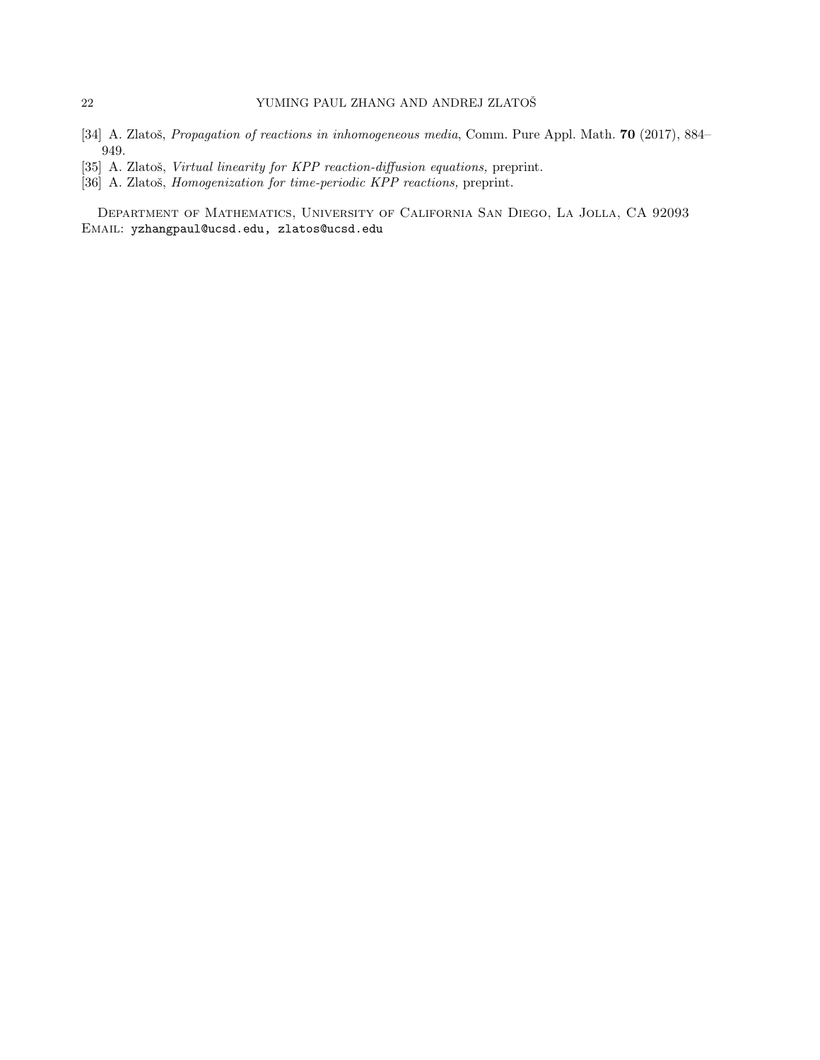[34] A. Zlatoš, *Propagation of reactions in inhomogeneous media*, Comm. Pure Appl. Math. **70** (2017), 884–949.

[35] A. Zlatoš, *Virtual linearity for KPP reaction-diffusion equations,* preprint.

[36] A. Zlatoš, *Homogenization for time-periodic KPP reactions,* preprint.

Department of Mathematics, University of California San Diego, La Jolla, CA 92093
Email: `yzhangpaul@ucsd.edu, zlatos@ucsd.edu`